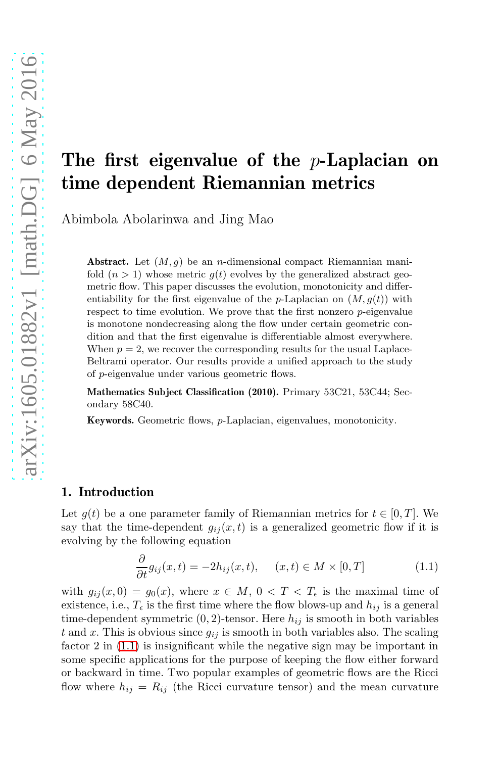# The first eigenvalue of the $p$-Laplacian on time dependent Riemannian metrics

Abimbola Abolarinwa and Jing Mao

**Abstract.** Let $(M, g)$ be an $n$-dimensional compact Riemannian manifold $(n > 1)$ whose metric $g(t)$ evolves by the generalized abstract geometric flow. This paper discusses the evolution, monotonicity and differentiability for the first eigenvalue of the $p$-Laplacian on $(M, g(t))$ with respect to time evolution. We prove that the first nonzero $p$-eigenvalue is monotone nondecreasing along the flow under certain geometric condition and that the first eigenvalue is differentiable almost everywhere. When $p = 2$, we recover the corresponding results for the usual Laplace-Beltrami operator. Our results provide a unified approach to the study of $p$-eigenvalue under various geometric flows.

**Mathematics Subject Classification (2010).** Primary 53C21, 53C44; Secondary 58C40.

**Keywords.** Geometric flows, $p$-Laplacian, eigenvalues, monotonicity.

## 1. Introduction

Let $g(t)$ be a one parameter family of Riemannian metrics for $t \in [0, T]$. We say that the time-dependent $g_{ij}(x, t)$ is a generalized geometric flow if it is evolving by the following equation

$$\frac{\partial}{\partial t} g_{ij}(x, t) = -2h_{ij}(x, t), \qquad (x, t) \in M \times [0, T] \tag{1.1}$$

with $g_{ij}(x, 0) = g_0(x)$, where $x \in M$, $0 < T < T_\epsilon$ is the maximal time of existence, i.e., $T_\epsilon$ is the first time where the flow blows-up and $h_{ij}$ is a general time-dependent symmetric $(0, 2)$-tensor. Here $h_{ij}$ is smooth in both variables $t$ and $x$. This is obvious since $g_{ij}$ is smooth in both variables also. The scaling factor 2 in (1.1) is insignificant while the negative sign may be important in some specific applications for the purpose of keeping the flow either forward or backward in time. Two popular examples of geometric flows are the Ricci flow where $h_{ij} = R_{ij}$ (the Ricci curvature tensor) and the mean curvature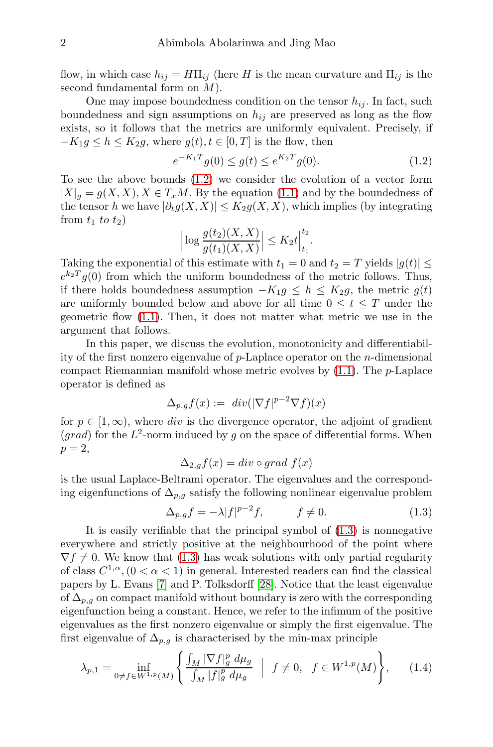flow, in which case $h_{ij} = H\Pi_{ij}$ (here $H$ is the mean curvature and $\Pi_{ij}$ is the second fundamental form on $M$).

One may impose boundedness condition on the tensor $h_{ij}$. In fact, such boundedness and sign assumptions on $h_{ij}$ are preserved as long as the flow exists, so it follows that the metrics are uniformly equivalent. Precisely, if $-K_1 g \leq h \leq K_2 g$, where $g(t), t \in [0, T]$ is the flow, then

$$e^{-K_1 T} g(0) \leq g(t) \leq e^{K_2 T} g(0). \tag{1.2}$$

To see the above bounds (1.2) we consider the evolution of a vector form $|X|_g = g(X, X), X \in T_x M$. By the equation (1.1) and by the boundedness of the tensor $h$ we have $|\partial_t g(X, X)| \leq K_2 g(X, X)$, which implies (by integrating from $t_1$ *to* $t_2$)

$$\Big| \log \frac{g(t_2)(X, X)}{g(t_1)(X, X)} \Big| \leq K_2 t \Big|_{t_1}^{t_2}.$$

Taking the exponential of this estimate with $t_1 = 0$ and $t_2 = T$ yields $|g(t)| \leq e^{k_2 T} g(0)$ from which the uniform boundedness of the metric follows. Thus, if there holds boundedness assumption $-K_1 g \leq h \leq K_2 g$, the metric $g(t)$ are uniformly bounded below and above for all time $0 \leq t \leq T$ under the geometric flow (1.1). Then, it does not matter what metric we use in the argument that follows.

In this paper, we discuss the evolution, monotonicity and differentiability of the first nonzero eigenvalue of $p$-Laplace operator on the $n$-dimensional compact Riemannian manifold whose metric evolves by (1.1). The $p$-Laplace operator is defined as

$$\Delta_{p,g} f(x) := \ div(|\nabla f|^{p-2} \nabla f)(x)$$

for $p \in [1, \infty)$, where $div$ is the divergence operator, the adjoint of gradient ($grad$) for the $L^2$-norm induced by $g$ on the space of differential forms. When $p = 2$,

$$\Delta_{2,g} f(x) = div \circ grad \ f(x)$$

is the usual Laplace-Beltrami operator. The eigenvalues and the corresponding eigenfunctions of $\Delta_{p,g}$ satisfy the following nonlinear eigenvalue problem

$$\Delta_{p,g} f = -\lambda |f|^{p-2} f, \qquad f \neq 0. \tag{1.3}$$

It is easily verifiable that the principal symbol of (1.3) is nonnegative everywhere and strictly positive at the neighbourhood of the point where $\nabla f \neq 0$. We know that (1.3) has weak solutions with only partial regularity of class $C^{1,\alpha}, (0 < \alpha < 1)$ in general. Interested readers can find the classical papers by L. Evans [7] and P. Tolksdorff [28]. Notice that the least eigenvalue of $\Delta_{p,g}$ on compact manifold without boundary is zero with the corresponding eigenfunction being a constant. Hence, we refer to the infimum of the positive eigenvalues as the first nonzero eigenvalue or simply the first eigenvalue. The first eigenvalue of $\Delta_{p,g}$ is characterised by the min-max principle

$$\lambda_{p,1} = \inf_{0 \neq f \in W^{1,p}(M)} \left\{ \frac{\int_M |\nabla f|_g^p \ d\mu_g}{\int_M |f|_g^p \ d\mu_g} \ \Big| \ f \neq 0, \ \ f \in W^{1,p}(M) \right\}, \tag{1.4}$$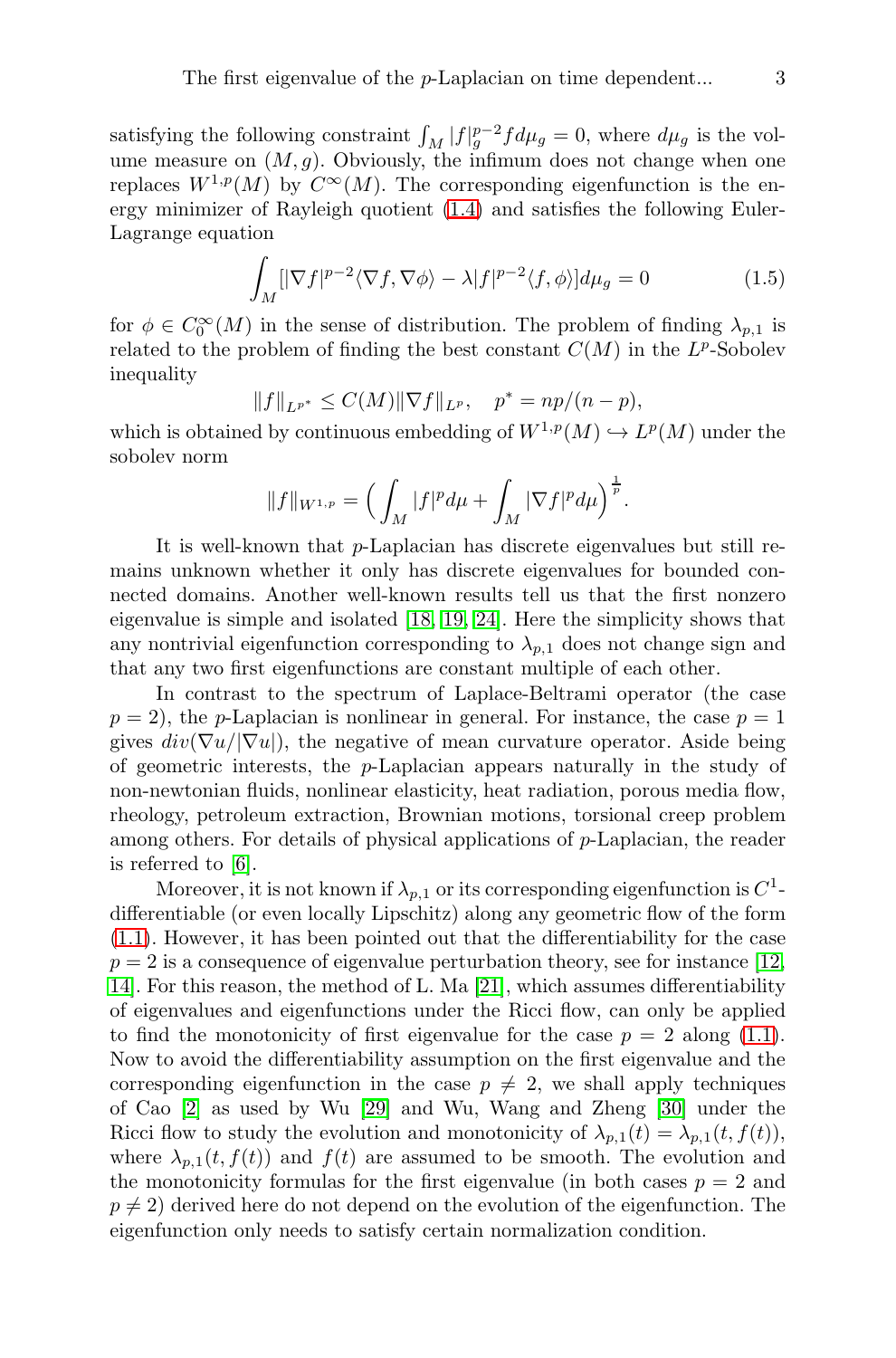satisfying the following constraint $\int_M |f|_g^{p-2} f d\mu_g = 0$, where $d\mu_g$ is the volume measure on $(M, g)$. Obviously, the infimum does not change when one replaces $W^{1,p}(M)$ by $C^\infty(M)$. The corresponding eigenfunction is the energy minimizer of Rayleigh quotient (1.4) and satisfies the following Euler-Lagrange equation

$$\int_M [|\nabla f|^{p-2} \langle \nabla f, \nabla \phi \rangle - \lambda |f|^{p-2} \langle f, \phi \rangle] d\mu_g = 0 \tag{1.5}$$

for $\phi \in C_0^\infty(M)$ in the sense of distribution. The problem of finding $\lambda_{p,1}$ is related to the problem of finding the best constant $C(M)$ in the $L^p$-Sobolev inequality

$$\|f\|_{L^{p^*}} \leq C(M) \|\nabla f\|_{L^p}, \quad p^* = np/(n-p),$$

which is obtained by continuous embedding of $W^{1,p}(M) \hookrightarrow L^p(M)$ under the sobolev norm

$$\|f\|_{W^{1,p}} = \Big( \int_M |f|^p d\mu + \int_M |\nabla f|^p d\mu \Big)^{\frac{1}{p}}.$$

It is well-known that $p$-Laplacian has discrete eigenvalues but still remains unknown whether it only has discrete eigenvalues for bounded connected domains. Another well-known results tell us that the first nonzero eigenvalue is simple and isolated [18, 19, 24]. Here the simplicity shows that any nontrivial eigenfunction corresponding to $\lambda_{p,1}$ does not change sign and that any two first eigenfunctions are constant multiple of each other.

In contrast to the spectrum of Laplace-Beltrami operator (the case $p = 2$), the $p$-Laplacian is nonlinear in general. For instance, the case $p = 1$ gives $div(\nabla u/|\nabla u|)$, the negative of mean curvature operator. Aside being of geometric interests, the $p$-Laplacian appears naturally in the study of non-newtonian fluids, nonlinear elasticity, heat radiation, porous media flow, rheology, petroleum extraction, Brownian motions, torsional creep problem among others. For details of physical applications of $p$-Laplacian, the reader is referred to [6].

Moreover, it is not known if $\lambda_{p,1}$ or its corresponding eigenfunction is $C^1$-differentiable (or even locally Lipschitz) along any geometric flow of the form (1.1). However, it has been pointed out that the differentiability for the case $p = 2$ is a consequence of eigenvalue perturbation theory, see for instance [12, 14]. For this reason, the method of L. Ma [21], which assumes differentiability of eigenvalues and eigenfunctions under the Ricci flow, can only be applied to find the monotonicity of first eigenvalue for the case $p = 2$ along (1.1). Now to avoid the differentiability assumption on the first eigenvalue and the corresponding eigenfunction in the case $p \neq 2$, we shall apply techniques of Cao [2] as used by Wu [29] and Wu, Wang and Zheng [30] under the Ricci flow to study the evolution and monotonicity of $\lambda_{p,1}(t) = \lambda_{p,1}(t, f(t))$, where $\lambda_{p,1}(t, f(t))$ and $f(t)$ are assumed to be smooth. The evolution and the monotonicity formulas for the first eigenvalue (in both cases $p = 2$ and $p \neq 2$) derived here do not depend on the evolution of the eigenfunction. The eigenfunction only needs to satisfy certain normalization condition.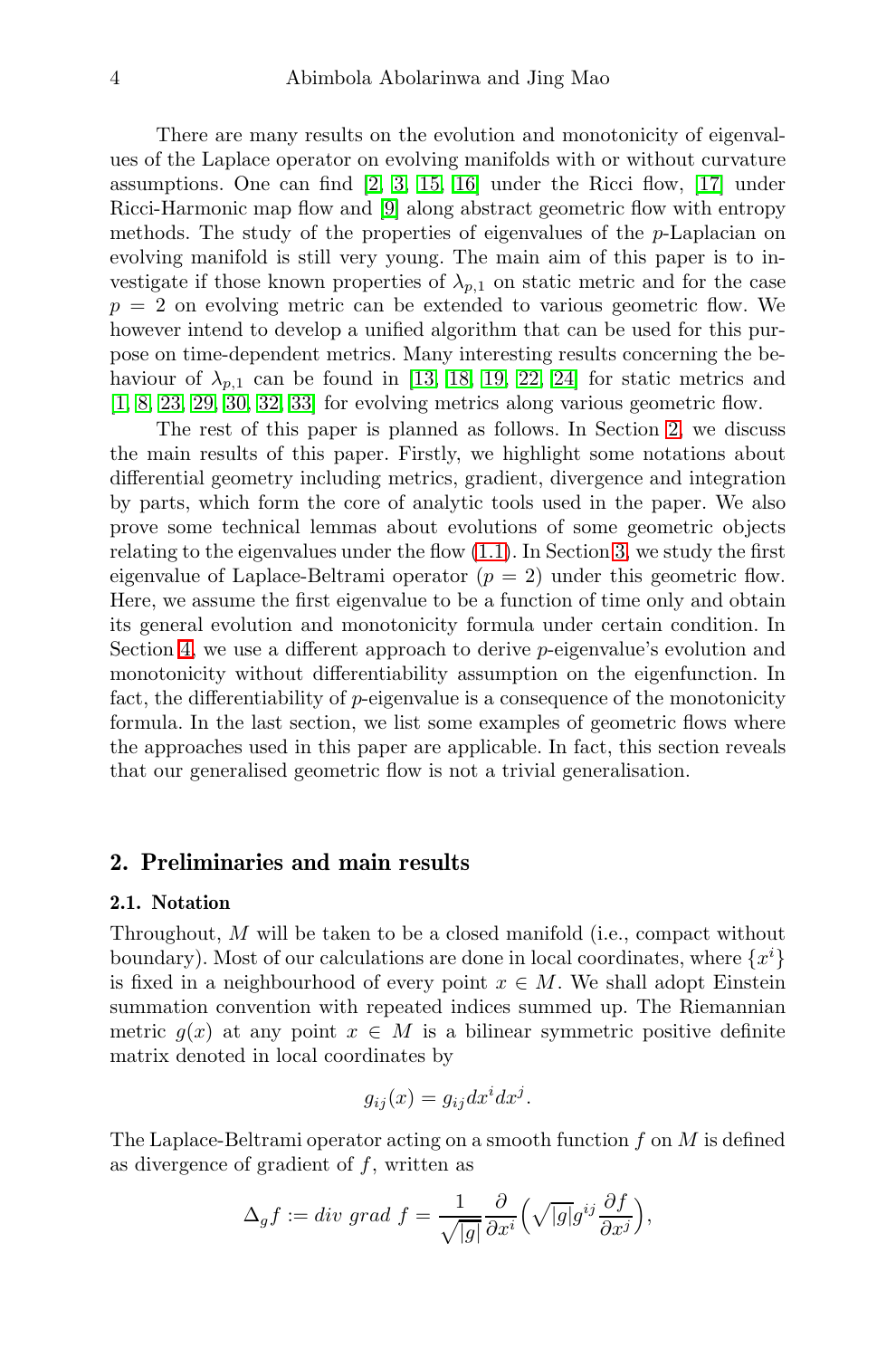There are many results on the evolution and monotonicity of eigenvalues of the Laplace operator on evolving manifolds with or without curvature assumptions. One can find [2, 3, 15, 16] under the Ricci flow, [17] under Ricci-Harmonic map flow and [9] along abstract geometric flow with entropy methods. The study of the properties of eigenvalues of the $p$-Laplacian on evolving manifold is still very young. The main aim of this paper is to investigate if those known properties of $\lambda_{p,1}$ on static metric and for the case $p = 2$ on evolving metric can be extended to various geometric flow. We however intend to develop a unified algorithm that can be used for this purpose on time-dependent metrics. Many interesting results concerning the behaviour of $\lambda_{p,1}$ can be found in [13, 18, 19, 22, 24] for static metrics and [1, 8, 23, 29, 30, 32, 33] for evolving metrics along various geometric flow.

The rest of this paper is planned as follows. In Section 2, we discuss the main results of this paper. Firstly, we highlight some notations about differential geometry including metrics, gradient, divergence and integration by parts, which form the core of analytic tools used in the paper. We also prove some technical lemmas about evolutions of some geometric objects relating to the eigenvalues under the flow (1.1). In Section 3, we study the first eigenvalue of Laplace-Beltrami operator ($p = 2$) under this geometric flow. Here, we assume the first eigenvalue to be a function of time only and obtain its general evolution and monotonicity formula under certain condition. In Section 4, we use a different approach to derive $p$-eigenvalue's evolution and monotonicity without differentiability assumption on the eigenfunction. In fact, the differentiability of $p$-eigenvalue is a consequence of the monotonicity formula. In the last section, we list some examples of geometric flows where the approaches used in this paper are applicable. In fact, this section reveals that our generalised geometric flow is not a trivial generalisation.

## 2. Preliminaries and main results

### 2.1. Notation

Throughout, $M$ will be taken to be a closed manifold (i.e., compact without boundary). Most of our calculations are done in local coordinates, where $\{x^i\}$ is fixed in a neighbourhood of every point $x \in M$. We shall adopt Einstein summation convention with repeated indices summed up. The Riemannian metric $g(x)$ at any point $x \in M$ is a bilinear symmetric positive definite matrix denoted in local coordinates by

$$g_{ij}(x) = g_{ij}dx^i dx^j.$$

The Laplace-Beltrami operator acting on a smooth function $f$ on $M$ is defined as divergence of gradient of $f$, written as

$$\Delta_g f := div\ grad\ f = \frac{1}{\sqrt{|g|}}\frac{\partial}{\partial x^i}\Big(\sqrt{|g|}g^{ij}\frac{\partial f}{\partial x^j}\Big),$$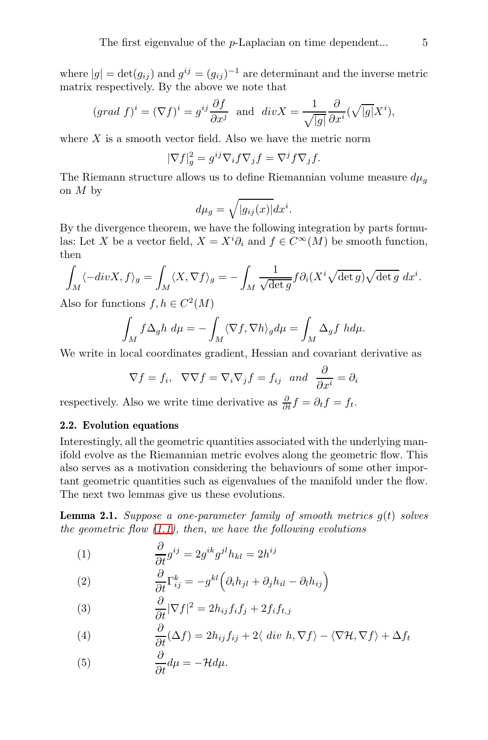where $|g| = \det(g_{ij})$ and $g^{ij} = (g_{ij})^{-1}$ are determinant and the inverse metric matrix respectively. By the above we note that

$$(grad\ f)^i = (\nabla f)^i = g^{ij}\frac{\partial f}{\partial x^j} \ \text{ and } \ divX = \frac{1}{\sqrt{|g|}}\frac{\partial}{\partial x^i}(\sqrt{|g|}X^i),$$

where $X$ is a smooth vector field. Also we have the metric norm

$$|\nabla f|_g^2 = g^{ij}\nabla_i f \nabla_j f = \nabla^j f \nabla_j f.$$

The Riemann structure allows us to define Riemannian volume measure $d\mu_g$ on $M$ by

$$d\mu_g = \sqrt{|g_{ij}(x)|}dx^i.$$

By the divergence theorem, we have the following integration by parts formulas: Let $X$ be a vector field, $X = X^i\partial_i$ and $f \in C^\infty(M)$ be smooth function, then

$$\int_M \langle -divX, f\rangle_g = \int_M \langle X, \nabla f\rangle_g = -\int_M \frac{1}{\sqrt{\det g}} f\partial_i(X^i\sqrt{\det g})\sqrt{\det g}\ dx^i.$$

Also for functions $f, h \in C^2(M)$

$$\int_M f\Delta_g h\ d\mu = -\int_M \langle\nabla f, \nabla h\rangle_g d\mu = \int_M \Delta_g f\ hd\mu.$$

We write in local coordinates gradient, Hessian and covariant derivative as

$$\nabla f = f_i, \ \ \nabla\nabla f = \nabla_i\nabla_j f = f_{ij} \ \ \textit{and} \ \ \frac{\partial}{\partial x^i} = \partial_i$$

respectively. Also we write time derivative as $\frac{\partial}{\partial t}f = \partial_t f = f_t$.

### 2.2. Evolution equations

Interestingly, all the geometric quantities associated with the underlying manifold evolve as the Riemannian metric evolves along the geometric flow. This also serves as a motivation considering the behaviours of some other important geometric quantities such as eigenvalues of the manifold under the flow. The next two lemmas give us these evolutions.

**Lemma 2.1.** *Suppose a one-parameter family of smooth metrics $g(t)$ solves the geometric flow (1.1), then, we have the following evolutions*

$$\frac{\partial}{\partial t}g^{ij} = 2g^{ik}g^{jl}h_{kl} = 2h^{ij} \tag{1}$$

$$\frac{\partial}{\partial t}\Gamma^k_{ij} = -g^{kl}\Big(\partial_i h_{jl} + \partial_j h_{il} - \partial_l h_{ij}\Big) \tag{2}$$

$$\frac{\partial}{\partial t}|\nabla f|^2 = 2h_{ij}f_i f_j + 2f_i f_{t,j} \tag{3}$$

$$\frac{\partial}{\partial t}(\Delta f) = 2h_{ij}f_{ij} + 2\langle\ div\ h, \nabla f\rangle - \langle\nabla\mathcal{H}, \nabla f\rangle + \Delta f_t \tag{4}$$

$$\frac{\partial}{\partial t}d\mu = -\mathcal{H}d\mu. \tag{5}$$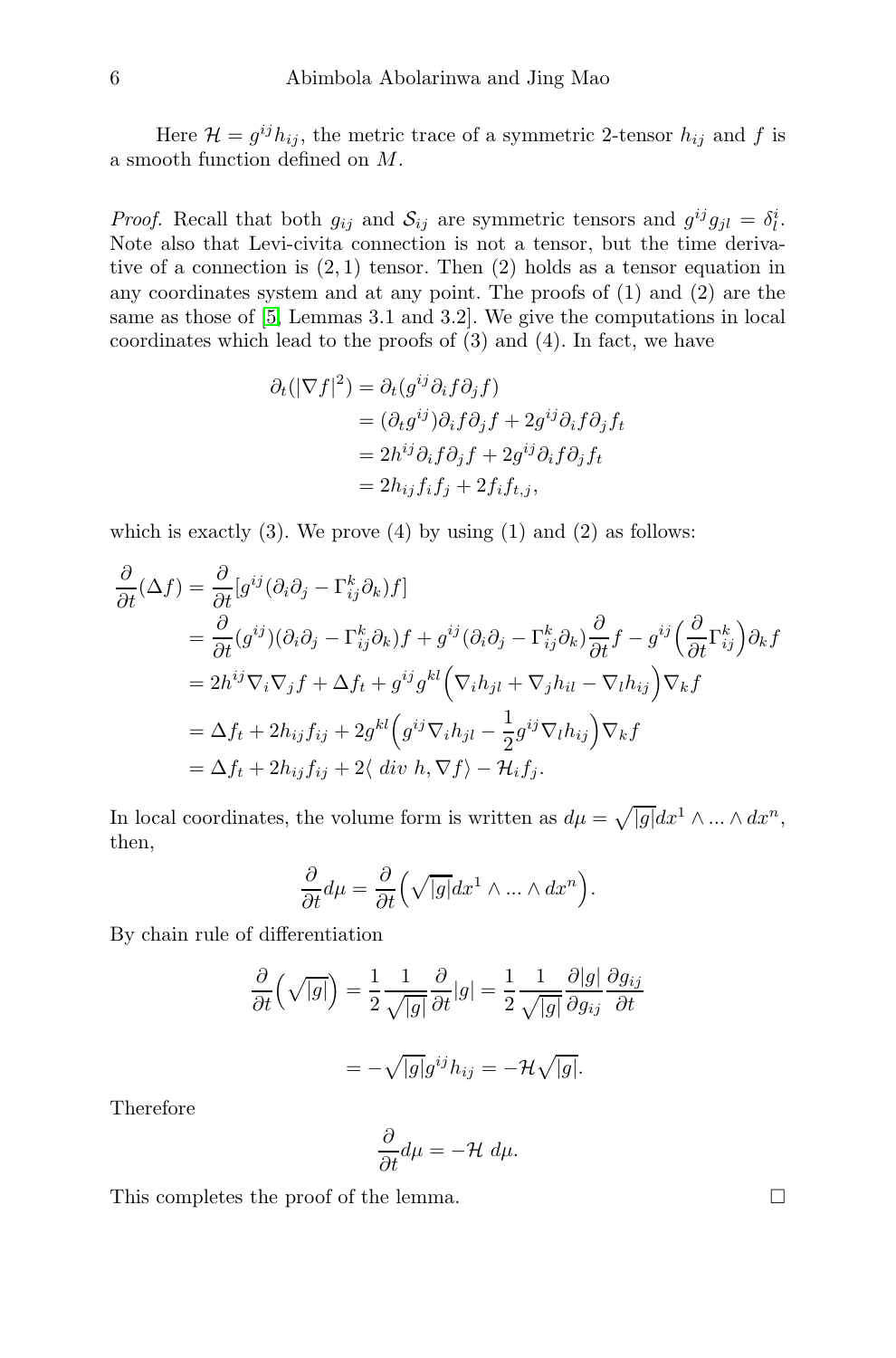Here $\mathcal{H} = g^{ij}h_{ij}$, the metric trace of a symmetric 2-tensor $h_{ij}$ and $f$ is a smooth function defined on $M$.

*Proof.* Recall that both $g_{ij}$ and $\mathcal{S}_{ij}$ are symmetric tensors and $g^{ij}g_{jl} = \delta^i_l$. Note also that Levi-civita connection is not a tensor, but the time derivative of a connection is $(2,1)$ tensor. Then (2) holds as a tensor equation in any coordinates system and at any point. The proofs of (1) and (2) are the same as those of [5, Lemmas 3.1 and 3.2]. We give the computations in local coordinates which lead to the proofs of (3) and (4). In fact, we have

$$
\begin{aligned}
\partial_t(|\nabla f|^2) &= \partial_t(g^{ij}\partial_i f \partial_j f) \\
&= (\partial_t g^{ij})\partial_i f \partial_j f + 2g^{ij}\partial_i f \partial_j f_t \\
&= 2h^{ij}\partial_i f \partial_j f + 2g^{ij}\partial_i f \partial_j f_t \\
&= 2h_{ij} f_i f_j + 2 f_i f_{t,j},
\end{aligned}
$$

which is exactly (3). We prove (4) by using (1) and (2) as follows:

$$
\begin{aligned}
\frac{\partial}{\partial t}(\Delta f) &= \frac{\partial}{\partial t}[g^{ij}(\partial_i\partial_j - \Gamma^k_{ij}\partial_k)f] \\
&= \frac{\partial}{\partial t}(g^{ij})(\partial_i\partial_j - \Gamma^k_{ij}\partial_k)f + g^{ij}(\partial_i\partial_j - \Gamma^k_{ij}\partial_k)\frac{\partial}{\partial t}f - g^{ij}\Big(\frac{\partial}{\partial t}\Gamma^k_{ij}\Big)\partial_k f \\
&= 2h^{ij}\nabla_i\nabla_j f + \Delta f_t + g^{ij}g^{kl}\Big(\nabla_i h_{jl} + \nabla_j h_{il} - \nabla_l h_{ij}\Big)\nabla_k f \\
&= \Delta f_t + 2h_{ij}f_{ij} + 2g^{kl}\Big(g^{ij}\nabla_i h_{jl} - \frac{1}{2}g^{ij}\nabla_l h_{ij}\Big)\nabla_k f \\
&= \Delta f_t + 2h_{ij}f_{ij} + 2\langle\, div\ h, \nabla f\rangle - \mathcal{H}_i f_j.
\end{aligned}
$$

In local coordinates, the volume form is written as $d\mu = \sqrt{|g|}dx^1 \wedge ... \wedge dx^n$, then,

$$
\frac{\partial}{\partial t}d\mu = \frac{\partial}{\partial t}\Big(\sqrt{|g|}dx^1 \wedge ... \wedge dx^n\Big).
$$

By chain rule of differentiation

$$
\frac{\partial}{\partial t}\Big(\sqrt{|g|}\Big) = \frac{1}{2}\frac{1}{\sqrt{|g|}}\frac{\partial}{\partial t}|g| = \frac{1}{2}\frac{1}{\sqrt{|g|}}\frac{\partial |g|}{\partial g_{ij}}\frac{\partial g_{ij}}{\partial t}
$$

$$
= -\sqrt{|g|}g^{ij}h_{ij} = -\mathcal{H}\sqrt{|g|}.
$$

Therefore

$$
\frac{\partial}{\partial t}d\mu = -\mathcal{H}\ d\mu.
$$

This completes the proof of the lemma. $\square$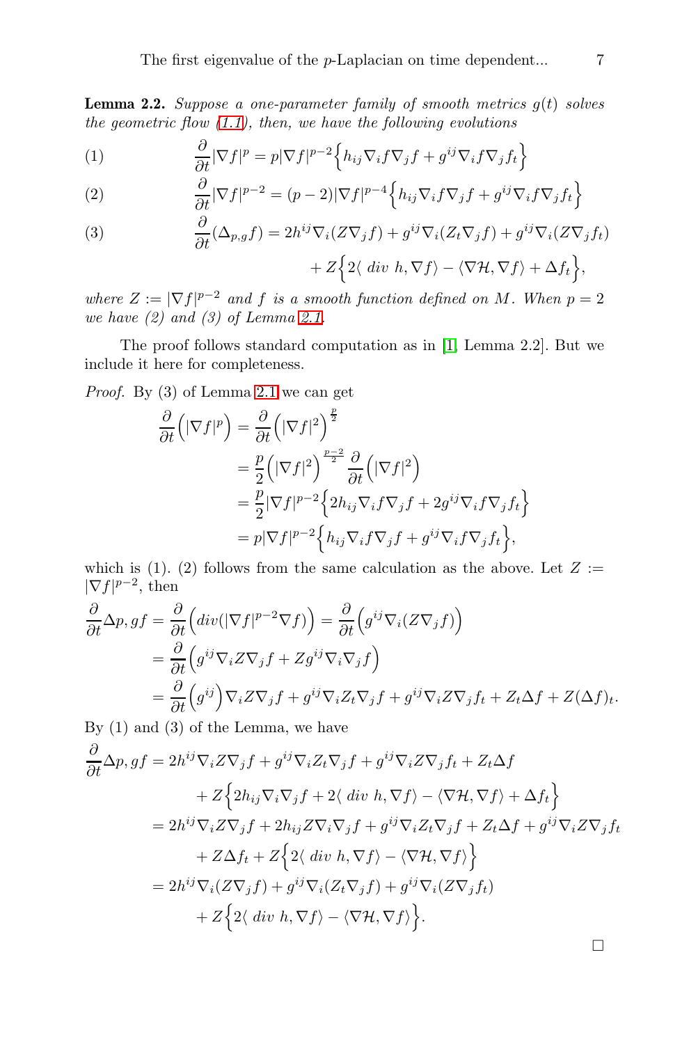**Lemma 2.2.** *Suppose a one-parameter family of smooth metrics $g(t)$ solves the geometric flow (1.1), then, we have the following evolutions*

$$
\frac{\partial}{\partial t}|\nabla f|^p = p|\nabla f|^{p-2}\Big\{h_{ij}\nabla_i f\nabla_j f + g^{ij}\nabla_i f\nabla_j f_t\Big\} \tag{1}
$$

$$
\frac{\partial}{\partial t}|\nabla f|^{p-2} = (p-2)|\nabla f|^{p-4}\Big\{h_{ij}\nabla_i f\nabla_j f + g^{ij}\nabla_i f\nabla_j f_t\Big\} \tag{2}
$$

$$
\begin{aligned}
\frac{\partial}{\partial t}(\Delta_{p,g} f) = {} & 2h^{ij}\nabla_i(Z\nabla_j f) + g^{ij}\nabla_i(Z_t\nabla_j f) + g^{ij}\nabla_i(Z\nabla_j f_t) \\
& + Z\Big\{2\langle \; div \; h, \nabla f\rangle - \langle \nabla\mathcal{H}, \nabla f\rangle + \Delta f_t\Big\},
\end{aligned} \tag{3}
$$

*where $Z := |\nabla f|^{p-2}$ and $f$ is a smooth function defined on $M$. When $p = 2$ we have (2) and (3) of Lemma 2.1.*

The proof follows standard computation as in [1, Lemma 2.2]. But we include it here for completeness.

*Proof.* By (3) of Lemma 2.1 we can get

$$
\begin{aligned}
\frac{\partial}{\partial t}\Big(|\nabla f|^p\Big) &= \frac{\partial}{\partial t}\Big(|\nabla f|^2\Big)^{\frac{p}{2}} \\
&= \frac{p}{2}\Big(|\nabla f|^2\Big)^{\frac{p-2}{2}}\frac{\partial}{\partial t}\Big(|\nabla f|^2\Big) \\
&= \frac{p}{2}|\nabla f|^{p-2}\Big\{2h_{ij}\nabla_i f\nabla_j f + 2g^{ij}\nabla_i f\nabla_j f_t\Big\} \\
&= p|\nabla f|^{p-2}\Big\{h_{ij}\nabla_i f\nabla_j f + g^{ij}\nabla_i f\nabla_j f_t\Big\},
\end{aligned}
$$

which is (1). (2) follows from the same calculation as the above. Let $Z := |\nabla f|^{p-2}$, then

$$
\begin{aligned}
\frac{\partial}{\partial t}\Delta p, gf &= \frac{\partial}{\partial t}\Big(div(|\nabla f|^{p-2}\nabla f)\Big) = \frac{\partial}{\partial t}\Big(g^{ij}\nabla_i(Z\nabla_j f)\Big) \\
&= \frac{\partial}{\partial t}\Big(g^{ij}\nabla_i Z\nabla_j f + Zg^{ij}\nabla_i\nabla_j f\Big) \\
&= \frac{\partial}{\partial t}\Big(g^{ij}\Big)\nabla_i Z\nabla_j f + g^{ij}\nabla_i Z_t\nabla_j f + g^{ij}\nabla_i Z\nabla_j f_t + Z_t\Delta f + Z(\Delta f)_t.
\end{aligned}
$$

By (1) and (3) of the Lemma, we have

$$
\begin{aligned}
\frac{\partial}{\partial t}\Delta p, gf &= 2h^{ij}\nabla_i Z\nabla_j f + g^{ij}\nabla_i Z_t\nabla_j f + g^{ij}\nabla_i Z\nabla_j f_t + Z_t\Delta f \\
&\quad + Z\Big\{2h_{ij}\nabla_i\nabla_j f + 2\langle \; div \; h, \nabla f\rangle - \langle\nabla\mathcal{H}, \nabla f\rangle + \Delta f_t\Big\} \\
&= 2h^{ij}\nabla_i Z\nabla_j f + 2h_{ij}Z\nabla_i\nabla_j f + g^{ij}\nabla_i Z_t\nabla_j f + Z_t\Delta f + g^{ij}\nabla_i Z\nabla_j f_t \\
&\quad + Z\Delta f_t + Z\Big\{2\langle \; div \; h, \nabla f\rangle - \langle\nabla\mathcal{H}, \nabla f\rangle\Big\} \\
&= 2h^{ij}\nabla_i(Z\nabla_j f) + g^{ij}\nabla_i(Z_t\nabla_j f) + g^{ij}\nabla_i(Z\nabla_j f_t) \\
&\quad + Z\Big\{2\langle \; div \; h, \nabla f\rangle - \langle\nabla\mathcal{H}, \nabla f\rangle\Big\}.
\end{aligned}
$$

□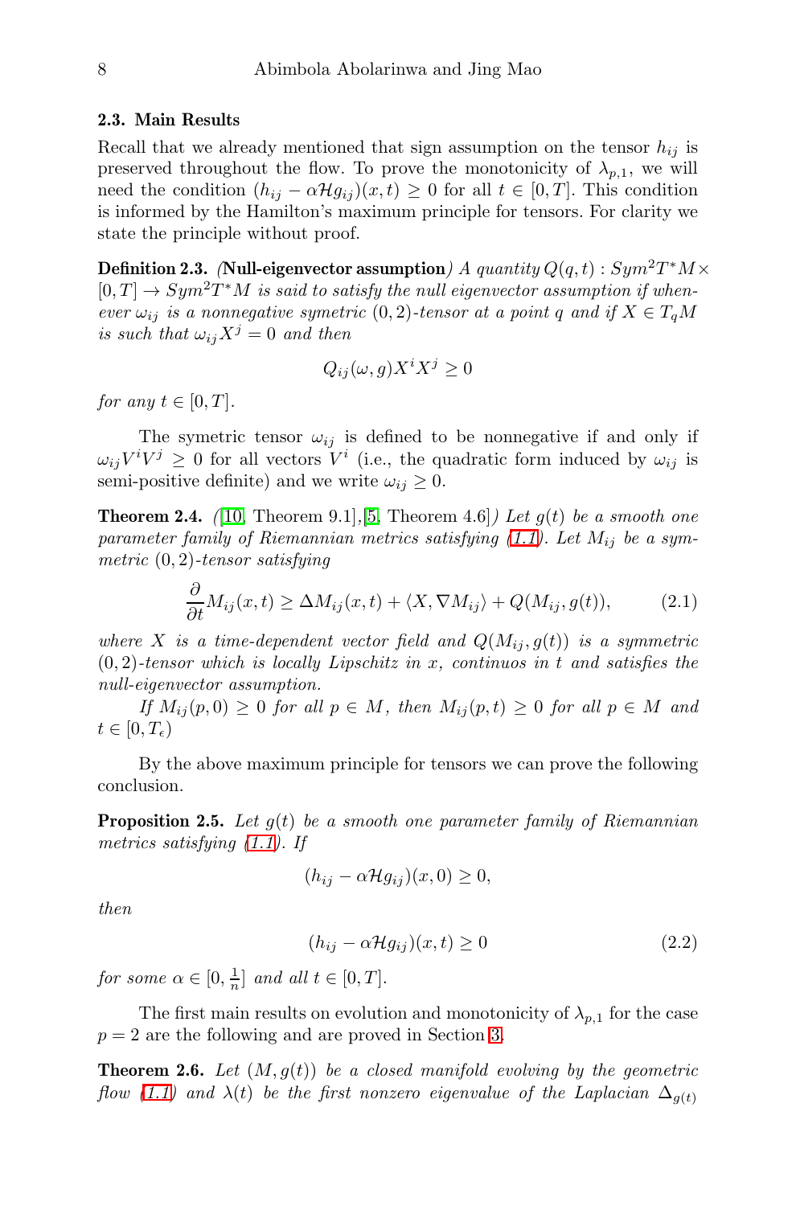### 2.3. Main Results

Recall that we already mentioned that sign assumption on the tensor $h_{ij}$ is preserved throughout the flow. To prove the monotonicity of $\lambda_{p,1}$, we will need the condition $(h_{ij} - \alpha\mathcal{H}g_{ij})(x,t) \geq 0$ for all $t \in [0,T]$. This condition is informed by the Hamilton's maximum principle for tensors. For clarity we state the principle without proof.

**Definition 2.3.** *(***Null-eigenvector assumption***) A quantity $Q(q,t) : Sym^2T^*M \times [0,T] \to Sym^2T^*M$ is said to satisfy the null eigenvector assumption if whenever $\omega_{ij}$ is a nonnegative symetric $(0,2)$-tensor at a point $q$ and if $X \in T_qM$ is such that $\omega_{ij}X^j = 0$ and then*

$$Q_{ij}(\omega, g)X^iX^j \geq 0$$

*for any $t \in [0,T]$.*

The symetric tensor $\omega_{ij}$ is defined to be nonnegative if and only if $\omega_{ij}V^iV^j \geq 0$ for all vectors $V^i$ (i.e., the quadratic form induced by $\omega_{ij}$ is semi-positive definite) and we write $\omega_{ij} \geq 0$.

**Theorem 2.4.** *([10, Theorem 9.1],[5, Theorem 4.6]) Let $g(t)$ be a smooth one parameter family of Riemannian metrics satisfying (1.1). Let $M_{ij}$ be a symmetric $(0,2)$-tensor satisfying*

$$\frac{\partial}{\partial t}M_{ij}(x,t) \geq \Delta M_{ij}(x,t) + \langle X, \nabla M_{ij}\rangle + Q(M_{ij}, g(t)), \tag{2.1}$$

*where $X$ is a time-dependent vector field and $Q(M_{ij}, g(t))$ is a symmetric $(0,2)$-tensor which is locally Lipschitz in $x$, continuos in $t$ and satisfies the null-eigenvector assumption.*

*If $M_{ij}(p,0) \geq 0$ for all $p \in M$, then $M_{ij}(p,t) \geq 0$ for all $p \in M$ and $t \in [0, T_\epsilon)$*

By the above maximum principle for tensors we can prove the following conclusion.

**Proposition 2.5.** *Let $g(t)$ be a smooth one parameter family of Riemannian metrics satisfying (1.1). If*

$$(h_{ij} - \alpha\mathcal{H}g_{ij})(x,0) \geq 0,$$

*then*

$$(h_{ij} - \alpha\mathcal{H}g_{ij})(x,t) \geq 0 \tag{2.2}$$

*for some $\alpha \in [0, \frac{1}{n}]$ and all $t \in [0,T]$.*

The first main results on evolution and monotonicity of $\lambda_{p,1}$ for the case $p = 2$ are the following and are proved in Section 3.

**Theorem 2.6.** *Let $(M, g(t))$ be a closed manifold evolving by the geometric flow (1.1) and $\lambda(t)$ be the first nonzero eigenvalue of the Laplacian $\Delta_{g(t)}$*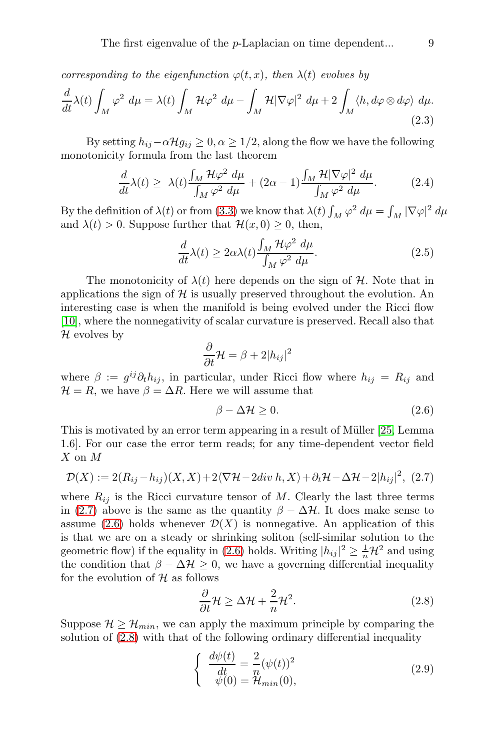*corresponding to the eigenfunction $\varphi(t,x)$, then $\lambda(t)$ evolves by*

$$\frac{d}{dt}\lambda(t)\int_M \varphi^2\ d\mu = \lambda(t)\int_M \mathcal{H}\varphi^2\ d\mu - \int_M \mathcal{H}|\nabla\varphi|^2\ d\mu + 2\int_M \langle h, d\varphi\otimes d\varphi\rangle\ d\mu. \tag{2.3}$$

By setting $h_{ij}-\alpha\mathcal{H}g_{ij}\geq 0, \alpha\geq 1/2$, along the flow we have the following monotonicity formula from the last theorem

$$\frac{d}{dt}\lambda(t)\geq\ \lambda(t)\frac{\int_M \mathcal{H}\varphi^2\ d\mu}{\int_M \varphi^2\ d\mu} + (2\alpha-1)\frac{\int_M \mathcal{H}|\nabla\varphi|^2\ d\mu}{\int_M \varphi^2\ d\mu}. \tag{2.4}$$

By the definition of $\lambda(t)$ or from (3.3) we know that $\lambda(t)\int_M \varphi^2\ d\mu = \int_M |\nabla\varphi|^2\ d\mu$ and $\lambda(t)>0$. Suppose further that $\mathcal{H}(x,0)\geq 0$, then,

$$\frac{d}{dt}\lambda(t)\geq 2\alpha\lambda(t)\frac{\int_M \mathcal{H}\varphi^2\ d\mu}{\int_M \varphi^2\ d\mu}. \tag{2.5}$$

The monotonicity of $\lambda(t)$ here depends on the sign of $\mathcal{H}$. Note that in applications the sign of $\mathcal{H}$ is usually preserved throughout the evolution. An interesting case is when the manifold is being evolved under the Ricci flow [10], where the nonnegativity of scalar curvature is preserved. Recall also that $\mathcal{H}$ evolves by

$$\frac{\partial}{\partial t}\mathcal{H} = \beta + 2|h_{ij}|^2$$

where $\beta := g^{ij}\partial_t h_{ij}$, in particular, under Ricci flow where $h_{ij}=R_{ij}$ and $\mathcal{H}=R$, we have $\beta = \Delta R$. Here we will assume that

$$\beta - \Delta\mathcal{H}\geq 0. \tag{2.6}$$

This is motivated by an error term appearing in a result of Müller [25, Lemma 1.6]. For our case the error term reads; for any time-dependent vector field $X$ on $M$

$$\mathcal{D}(X) := 2(R_{ij}-h_{ij})(X,X) + 2\langle\nabla\mathcal{H}-2div\ h, X\rangle + \partial_t\mathcal{H} - \Delta\mathcal{H} - 2|h_{ij}|^2, \tag{2.7}$$

where $R_{ij}$ is the Ricci curvature tensor of $M$. Clearly the last three terms in (2.7) above is the same as the quantity $\beta-\Delta\mathcal{H}$. It does make sense to assume (2.6) holds whenever $\mathcal{D}(X)$ is nonnegative. An application of this is that we are on a steady or shrinking soliton (self-similar solution to the geometric flow) if the equality in (2.6) holds. Writing $|h_{ij}|^2\geq\frac{1}{n}\mathcal{H}^2$ and using the condition that $\beta-\Delta\mathcal{H}\geq 0$, we have a governing differential inequality for the evolution of $\mathcal{H}$ as follows

$$\frac{\partial}{\partial t}\mathcal{H}\geq\Delta\mathcal{H}+\frac{2}{n}\mathcal{H}^2. \tag{2.8}$$

Suppose $\mathcal{H}\geq\mathcal{H}_{min}$, we can apply the maximum principle by comparing the solution of (2.8) with that of the following ordinary differential inequality

$$\begin{cases} \frac{d\psi(t)}{dt} = \frac{2}{n}(\psi(t))^2 \\ \psi(0) = \mathcal{H}_{min}(0), \end{cases} \tag{2.9}$$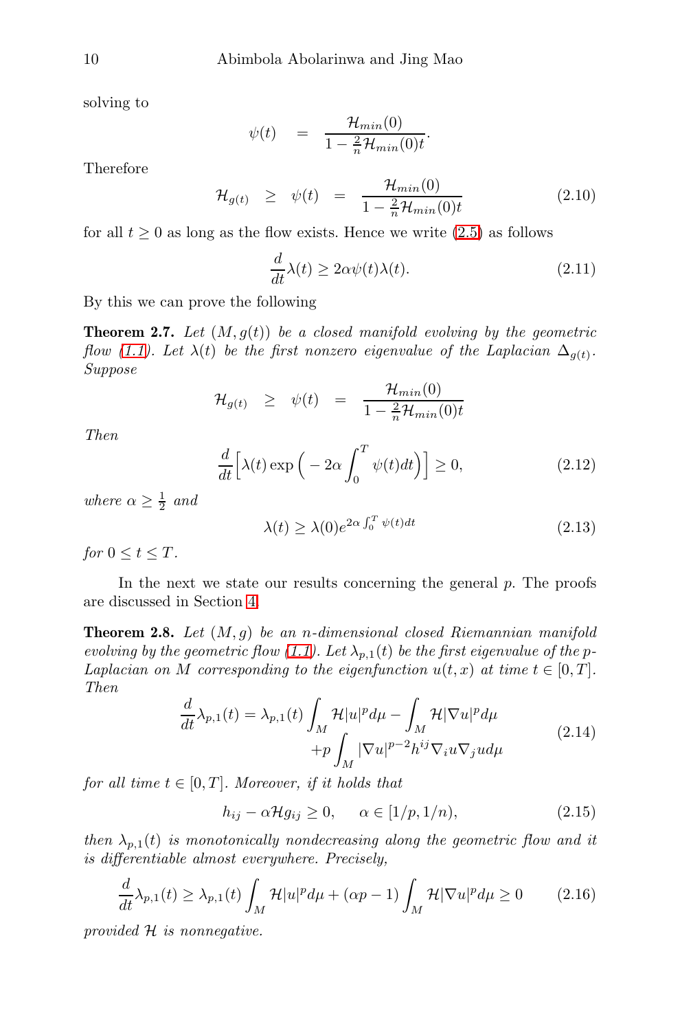solving to

$$\psi(t) \quad = \quad \frac{\mathcal{H}_{min}(0)}{1 - \frac{2}{n}\mathcal{H}_{min}(0)t}.$$

Therefore

$$\mathcal{H}_{g(t)} \quad \geq \quad \psi(t) \quad = \quad \frac{\mathcal{H}_{min}(0)}{1 - \frac{2}{n}\mathcal{H}_{min}(0)t} \tag{2.10}$$

for all $t \geq 0$ as long as the flow exists. Hence we write (2.5) as follows

$$\frac{d}{dt}\lambda(t) \geq 2\alpha\psi(t)\lambda(t). \tag{2.11}$$

By this we can prove the following

**Theorem 2.7.** *Let $(M, g(t))$ be a closed manifold evolving by the geometric flow (1.1). Let $\lambda(t)$ be the first nonzero eigenvalue of the Laplacian $\Delta_{g(t)}$. Suppose*

$$\mathcal{H}_{g(t)} \quad \geq \quad \psi(t) \quad = \quad \frac{\mathcal{H}_{min}(0)}{1 - \frac{2}{n}\mathcal{H}_{min}(0)t}$$

*Then*

$$\frac{d}{dt}\Big[\lambda(t)\exp\Big(-2\alpha\int_0^T \psi(t)dt\Big)\Big] \geq 0, \tag{2.12}$$

*where $\alpha \geq \frac{1}{2}$ and*

$$\lambda(t) \geq \lambda(0)e^{2\alpha\int_0^T \psi(t)dt} \tag{2.13}$$

*for $0 \leq t \leq T$.*

In the next we state our results concerning the general $p$. The proofs are discussed in Section 4.

**Theorem 2.8.** *Let $(M, g)$ be an $n$-dimensional closed Riemannian manifold evolving by the geometric flow (1.1). Let $\lambda_{p,1}(t)$ be the first eigenvalue of the $p$-Laplacian on $M$ corresponding to the eigenfunction $u(t, x)$ at time $t \in [0, T]$. Then*

$$\begin{aligned}\frac{d}{dt}\lambda_{p,1}(t) = \lambda_{p,1}(t)\int_M \mathcal{H}|u|^p d\mu - \int_M \mathcal{H}|\nabla u|^p d\mu \\ + p\int_M |\nabla u|^{p-2}h^{ij}\nabla_i u\nabla_j u d\mu\end{aligned} \tag{2.14}$$

*for all time $t \in [0, T]$. Moreover, if it holds that*

$$h_{ij} - \alpha\mathcal{H}g_{ij} \geq 0, \qquad \alpha \in [1/p, 1/n), \tag{2.15}$$

*then $\lambda_{p,1}(t)$ is monotonically nondecreasing along the geometric flow and it is differentiable almost everywhere. Precisely,*

$$\frac{d}{dt}\lambda_{p,1}(t) \geq \lambda_{p,1}(t)\int_M \mathcal{H}|u|^p d\mu + (\alpha p - 1)\int_M \mathcal{H}|\nabla u|^p d\mu \geq 0 \tag{2.16}$$

*provided $\mathcal{H}$ is nonnegative.*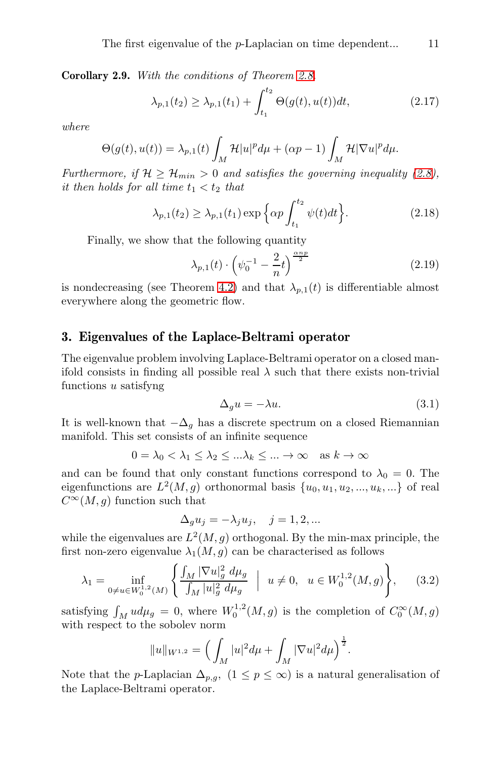**Corollary 2.9.** *With the conditions of Theorem 2.8,*

$$\lambda_{p,1}(t_2) \geq \lambda_{p,1}(t_1) + \int_{t_1}^{t_2} \Theta(g(t), u(t))dt, \tag{2.17}$$

*where*

$$\Theta(g(t), u(t)) = \lambda_{p,1}(t) \int_M \mathcal{H}|u|^p d\mu + (\alpha p - 1) \int_M \mathcal{H}|\nabla u|^p d\mu.$$

*Furthermore, if $\mathcal{H} \geq \mathcal{H}_{min} > 0$ and satisfies the governing inequality (2.8), it then holds for all time $t_1 < t_2$ that*

$$\lambda_{p,1}(t_2) \geq \lambda_{p,1}(t_1) \exp\Big\{\alpha p \int_{t_1}^{t_2} \psi(t)dt\Big\}. \tag{2.18}$$

Finally, we show that the following quantity

$$\lambda_{p,1}(t) \cdot \Big(\psi_0^{-1} - \frac{2}{n}t\Big)^{\frac{\alpha n p}{2}} \tag{2.19}$$

is nondecreasing (see Theorem 4.2) and that $\lambda_{p,1}(t)$ is differentiable almost everywhere along the geometric flow.

## 3. Eigenvalues of the Laplace-Beltrami operator

The eigenvalue problem involving Laplace-Beltrami operator on a closed manifold consists in finding all possible real $\lambda$ such that there exists non-trivial functions $u$ satisfyng

$$\Delta_g u = -\lambda u. \tag{3.1}$$

It is well-known that $-\Delta_g$ has a discrete spectrum on a closed Riemannian manifold. This set consists of an infinite sequence

$$0 = \lambda_0 < \lambda_1 \leq \lambda_2 \leq ...\lambda_k \leq ... \to \infty \quad \text{as } k \to \infty$$

and can be found that only constant functions correspond to $\lambda_0 = 0$. The eigenfunctions are $L^2(M, g)$ orthonormal basis $\{u_0, u_1, u_2, ..., u_k, ...\}$ of real $C^\infty(M, g)$ function such that

$$\Delta_g u_j = -\lambda_j u_j, \quad j = 1, 2, ...$$

while the eigenvalues are $L^2(M, g)$ orthogonal. By the min-max principle, the first non-zero eigenvalue $\lambda_1(M, g)$ can be characterised as follows

$$\lambda_1 = \inf_{0 \neq u \in W_0^{1,2}(M)} \left\{ \frac{\int_M |\nabla u|_g^2 \, d\mu_g}{\int_M |u|_g^2 \, d\mu_g} \;\middle|\; u \neq 0, \;\; u \in W_0^{1,2}(M, g) \right\}, \tag{3.2}$$

satisfying $\int_M u d\mu_g = 0$, where $W_0^{1,2}(M, g)$ is the completion of $C_0^\infty(M, g)$ with respect to the sobolev norm

$$\|u\|_{W^{1,2}} = \Big( \int_M |u|^2 d\mu + \int_M |\nabla u|^2 d\mu \Big)^{\frac{1}{2}}.$$

Note that the $p$-Laplacian $\Delta_{p,g}$, $(1 \leq p \leq \infty)$ is a natural generalisation of the Laplace-Beltrami operator.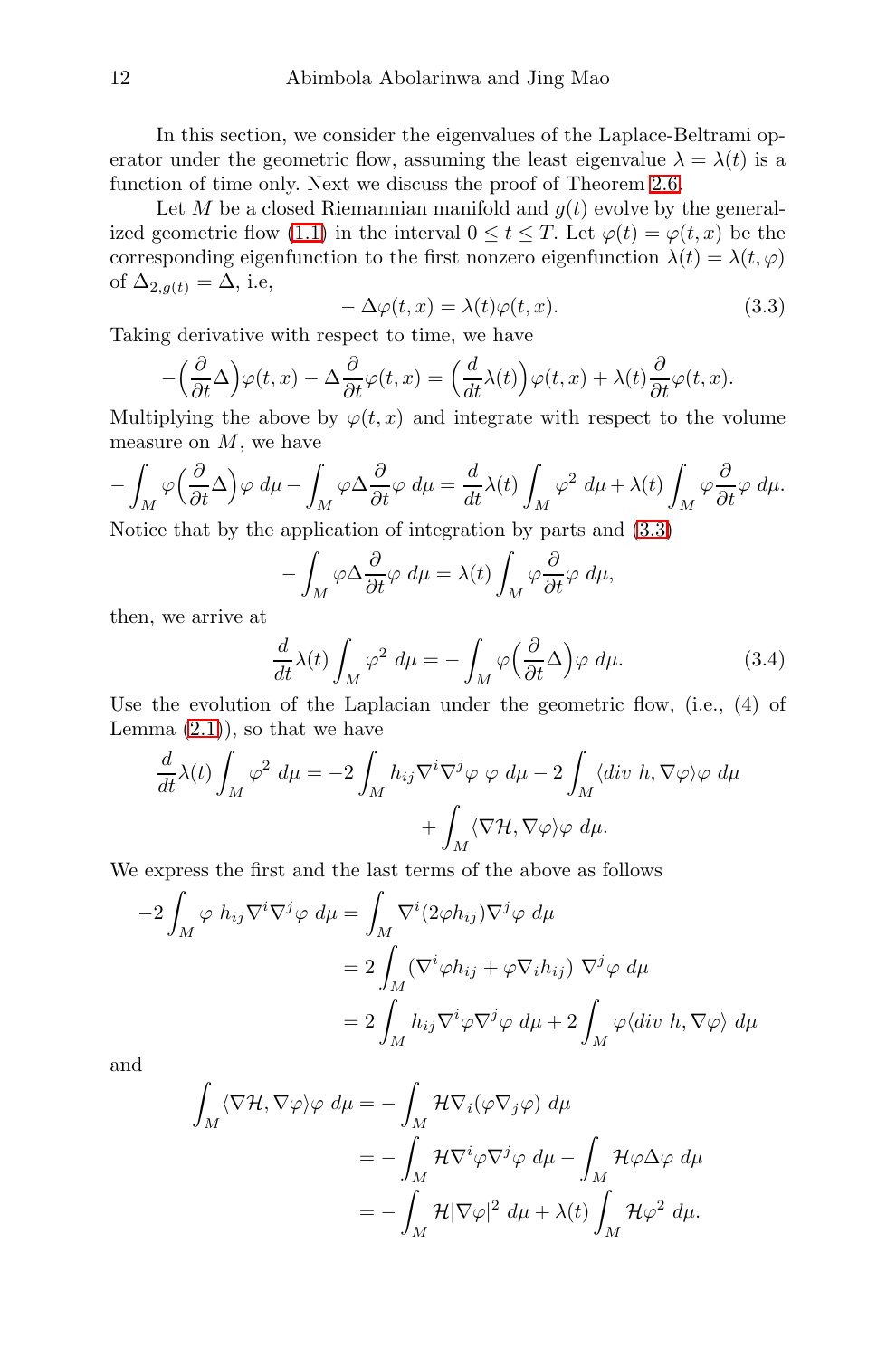In this section, we consider the eigenvalues of the Laplace-Beltrami operator under the geometric flow, assuming the least eigenvalue $\lambda = \lambda(t)$ is a function of time only. Next we discuss the proof of Theorem 2.6.

Let $M$ be a closed Riemannian manifold and $g(t)$ evolve by the generalized geometric flow (1.1) in the interval $0 \leq t \leq T$. Let $\varphi(t) = \varphi(t,x)$ be the corresponding eigenfunction to the first nonzero eigenfunction $\lambda(t) = \lambda(t,\varphi)$ of $\Delta_{2,g(t)} = \Delta$, i.e,

$$- \Delta\varphi(t,x) = \lambda(t)\varphi(t,x). \tag{3.3}$$

Taking derivative with respect to time, we have

$$-\Big(\frac{\partial}{\partial t}\Delta\Big)\varphi(t,x) - \Delta\frac{\partial}{\partial t}\varphi(t,x) = \Big(\frac{d}{dt}\lambda(t)\Big)\varphi(t,x) + \lambda(t)\frac{\partial}{\partial t}\varphi(t,x).$$

Multiplying the above by $\varphi(t,x)$ and integrate with respect to the volume measure on $M$, we have

$$-\int_M \varphi\Big(\frac{\partial}{\partial t}\Delta\Big)\varphi\ d\mu - \int_M \varphi\Delta\frac{\partial}{\partial t}\varphi\ d\mu = \frac{d}{dt}\lambda(t)\int_M \varphi^2\ d\mu + \lambda(t)\int_M \varphi\frac{\partial}{\partial t}\varphi\ d\mu.$$

Notice that by the application of integration by parts and (3.3)

$$-\int_M \varphi\Delta\frac{\partial}{\partial t}\varphi\ d\mu = \lambda(t)\int_M \varphi\frac{\partial}{\partial t}\varphi\ d\mu,$$

then, we arrive at

$$\frac{d}{dt}\lambda(t)\int_M \varphi^2\ d\mu = -\int_M \varphi\Big(\frac{\partial}{\partial t}\Delta\Big)\varphi\ d\mu. \tag{3.4}$$

Use the evolution of the Laplacian under the geometric flow, (i.e., (4) of Lemma (2.1)), so that we have

$$\frac{d}{dt}\lambda(t)\int_M \varphi^2\ d\mu = -2\int_M h_{ij}\nabla^i\nabla^j\varphi\ \varphi\ d\mu - 2\int_M \langle div\ h, \nabla\varphi\rangle\varphi\ d\mu + \int_M \langle\nabla\mathcal{H}, \nabla\varphi\rangle\varphi\ d\mu.$$

We express the first and the last terms of the above as follows

$$\begin{aligned}
-2\int_M \varphi\ h_{ij}\nabla^i\nabla^j\varphi\ d\mu &= \int_M \nabla^i(2\varphi h_{ij})\nabla^j\varphi\ d\mu \\
&= 2\int_M (\nabla^i\varphi h_{ij} + \varphi\nabla_i h_{ij})\ \nabla^j\varphi\ d\mu \\
&= 2\int_M h_{ij}\nabla^i\varphi\nabla^j\varphi\ d\mu + 2\int_M \varphi\langle div\ h, \nabla\varphi\rangle\ d\mu
\end{aligned}$$

and

$$\begin{aligned}
\int_M \langle\nabla\mathcal{H}, \nabla\varphi\rangle\varphi\ d\mu &= -\int_M \mathcal{H}\nabla_i(\varphi\nabla_j\varphi)\ d\mu \\
&= -\int_M \mathcal{H}\nabla^i\varphi\nabla^j\varphi\ d\mu - \int_M \mathcal{H}\varphi\Delta\varphi\ d\mu \\
&= -\int_M \mathcal{H}|\nabla\varphi|^2\ d\mu + \lambda(t)\int_M \mathcal{H}\varphi^2\ d\mu.
\end{aligned}$$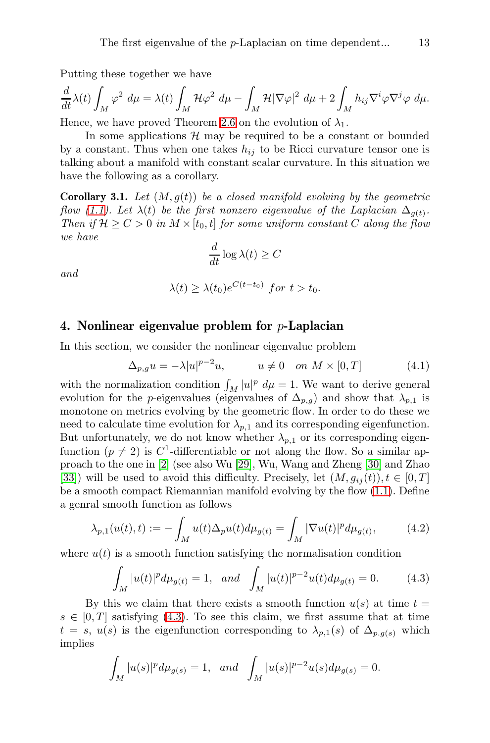Putting these together we have

$$\frac{d}{dt}\lambda(t)\int_M \varphi^2 \; d\mu = \lambda(t)\int_M \mathcal{H}\varphi^2 \; d\mu - \int_M \mathcal{H}|\nabla\varphi|^2 \; d\mu + 2\int_M h_{ij}\nabla^i\varphi\nabla^j\varphi \; d\mu.$$

Hence, we have proved Theorem 2.6 on the evolution of $\lambda_1$.

In some applications $\mathcal{H}$ may be required to be a constant or bounded by a constant. Thus when one takes $h_{ij}$ to be Ricci curvature tensor one is talking about a manifold with constant scalar curvature. In this situation we have the following as a corollary.

**Corollary 3.1.** *Let $(M, g(t))$ be a closed manifold evolving by the geometric flow (1.1). Let $\lambda(t)$ be the first nonzero eigenvalue of the Laplacian $\Delta_{g(t)}$. Then if $\mathcal{H} \geq C > 0$ in $M \times [t_0, t]$ for some uniform constant $C$ along the flow we have*

$$\frac{d}{dt}\log\lambda(t) \geq C$$

*and*

$$\lambda(t) \geq \lambda(t_0)e^{C(t-t_0)} \text{ for } t > t_0.$$

## 4. Nonlinear eigenvalue problem for $p$-Laplacian

In this section, we consider the nonlinear eigenvalue problem

$$\Delta_{p,g}u = -\lambda|u|^{p-2}u, \qquad u \neq 0 \quad on \ M \times [0,T] \tag{4.1}$$

with the normalization condition $\int_M |u|^p \; d\mu = 1$. We want to derive general evolution for the $p$-eigenvalues (eigenvalues of $\Delta_{p,g}$) and show that $\lambda_{p,1}$ is monotone on metrics evolving by the geometric flow. In order to do these we need to calculate time evolution for $\lambda_{p,1}$ and its corresponding eigenfunction. But unfortunately, we do not know whether $\lambda_{p,1}$ or its corresponding eigenfunction ($p \neq 2$) is $C^1$-differentiable or not along the flow. So a similar approach to the one in [2] (see also Wu [29], Wu, Wang and Zheng [30] and Zhao [33]) will be used to avoid this difficulty. Precisely, let $(M, g_{ij}(t)), t \in [0,T]$ be a smooth compact Riemannian manifold evolving by the flow (1.1). Define a genral smooth function as follows

$$\lambda_{p,1}(u(t),t) := -\int_M u(t)\Delta_p u(t) d\mu_{g(t)} = \int_M |\nabla u(t)|^p d\mu_{g(t)}, \tag{4.2}$$

where $u(t)$ is a smooth function satisfying the normalisation condition

$$\int_M |u(t)|^p d\mu_{g(t)} = 1, \quad and \quad \int_M |u(t)|^{p-2}u(t) d\mu_{g(t)} = 0. \tag{4.3}$$

By this we claim that there exists a smooth function $u(s)$ at time $t = s \in [0,T]$ satisfying (4.3). To see this claim, we first assume that at time $t = s$, $u(s)$ is the eigenfunction corresponding to $\lambda_{p,1}(s)$ of $\Delta_{p.g(s)}$ which implies

$$\int_M |u(s)|^p d\mu_{g(s)} = 1, \quad and \quad \int_M |u(s)|^{p-2}u(s) d\mu_{g(s)} = 0.$$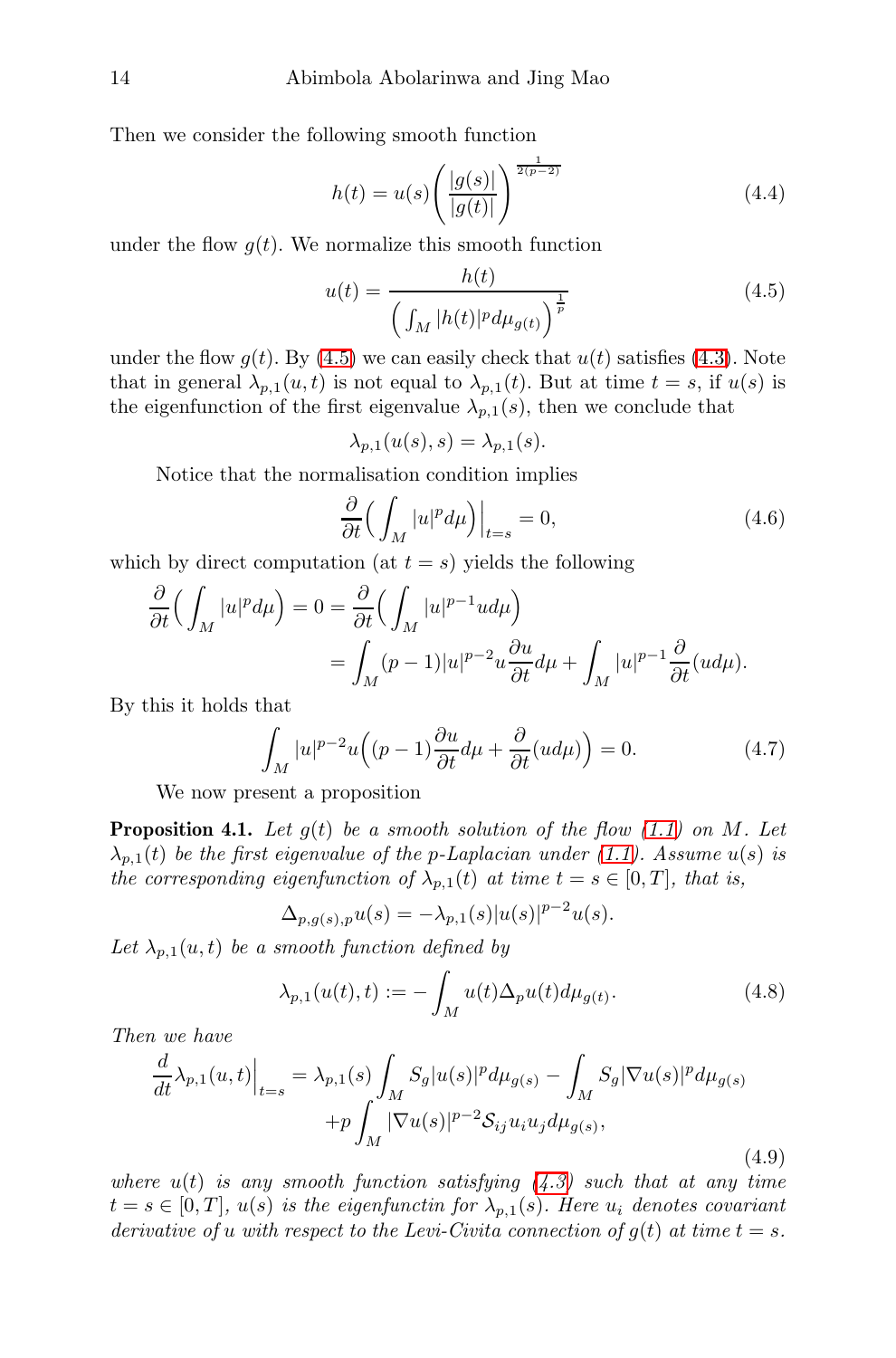Then we consider the following smooth function

$$h(t) = u(s)\bigg(\frac{|g(s)|}{|g(t)|}\bigg)^{\frac{1}{2(p-2)}} \tag{4.4}$$

under the flow $g(t)$. We normalize this smooth function

$$u(t) = \frac{h(t)}{\Big(\int_M |h(t)|^p d\mu_{g(t)}\Big)^{\frac{1}{p}}} \tag{4.5}$$

under the flow $g(t)$. By (4.5) we can easily check that $u(t)$ satisfies (4.3). Note that in general $\lambda_{p,1}(u,t)$ is not equal to $\lambda_{p,1}(t)$. But at time $t = s$, if $u(s)$ is the eigenfunction of the first eigenvalue $\lambda_{p,1}(s)$, then we conclude that

$$\lambda_{p,1}(u(s), s) = \lambda_{p,1}(s).$$

Notice that the normalisation condition implies

$$\frac{\partial}{\partial t}\Big(\int_M |u|^p d\mu\Big)\Big|_{t=s} = 0, \tag{4.6}$$

which by direct computation (at $t = s$) yields the following

$$\begin{aligned}\frac{\partial}{\partial t}\Big(\int_M |u|^p d\mu\Big) = 0 &= \frac{\partial}{\partial t}\Big(\int_M |u|^{p-1} u d\mu\Big)\\ &= \int_M (p-1)|u|^{p-2}u\frac{\partial u}{\partial t}d\mu + \int_M |u|^{p-1}\frac{\partial}{\partial t}(ud\mu).\end{aligned}$$

By this it holds that

$$\int_M |u|^{p-2}u\Big((p-1)\frac{\partial u}{\partial t}d\mu + \frac{\partial}{\partial t}(ud\mu)\Big) = 0. \tag{4.7}$$

We now present a proposition

**Proposition 4.1.** *Let $g(t)$ be a smooth solution of the flow (1.1) on $M$. Let $\lambda_{p,1}(t)$ be the first eigenvalue of the p-Laplacian under (1.1). Assume $u(s)$ is the corresponding eigenfunction of $\lambda_{p,1}(t)$ at time $t = s \in [0,T]$, that is,*

$$\Delta_{p,g(s),p} u(s) = -\lambda_{p,1}(s)|u(s)|^{p-2}u(s).$$

*Let $\lambda_{p,1}(u,t)$ be a smooth function defined by*

$$\lambda_{p,1}(u(t),t) := -\int_M u(t)\Delta_p u(t) d\mu_{g(t)}. \tag{4.8}$$

*Then we have*

$$\begin{aligned}\frac{d}{dt}\lambda_{p,1}(u,t)\Big|_{t=s} = \lambda_{p,1}(s)&\int_M S_g|u(s)|^p d\mu_{g(s)} - \int_M S_g|\nabla u(s)|^p d\mu_{g(s)}\\ &+p\int_M |\nabla u(s)|^{p-2}\mathcal{S}_{ij}u_i u_j d\mu_{g(s)},\end{aligned} \tag{4.9}$$

*where $u(t)$ is any smooth function satisfying (4.3) such that at any time $t = s \in [0,T]$, $u(s)$ is the eigenfunctin for $\lambda_{p,1}(s)$. Here $u_i$ denotes covariant derivative of $u$ with respect to the Levi-Civita connection of $g(t)$ at time $t = s$.*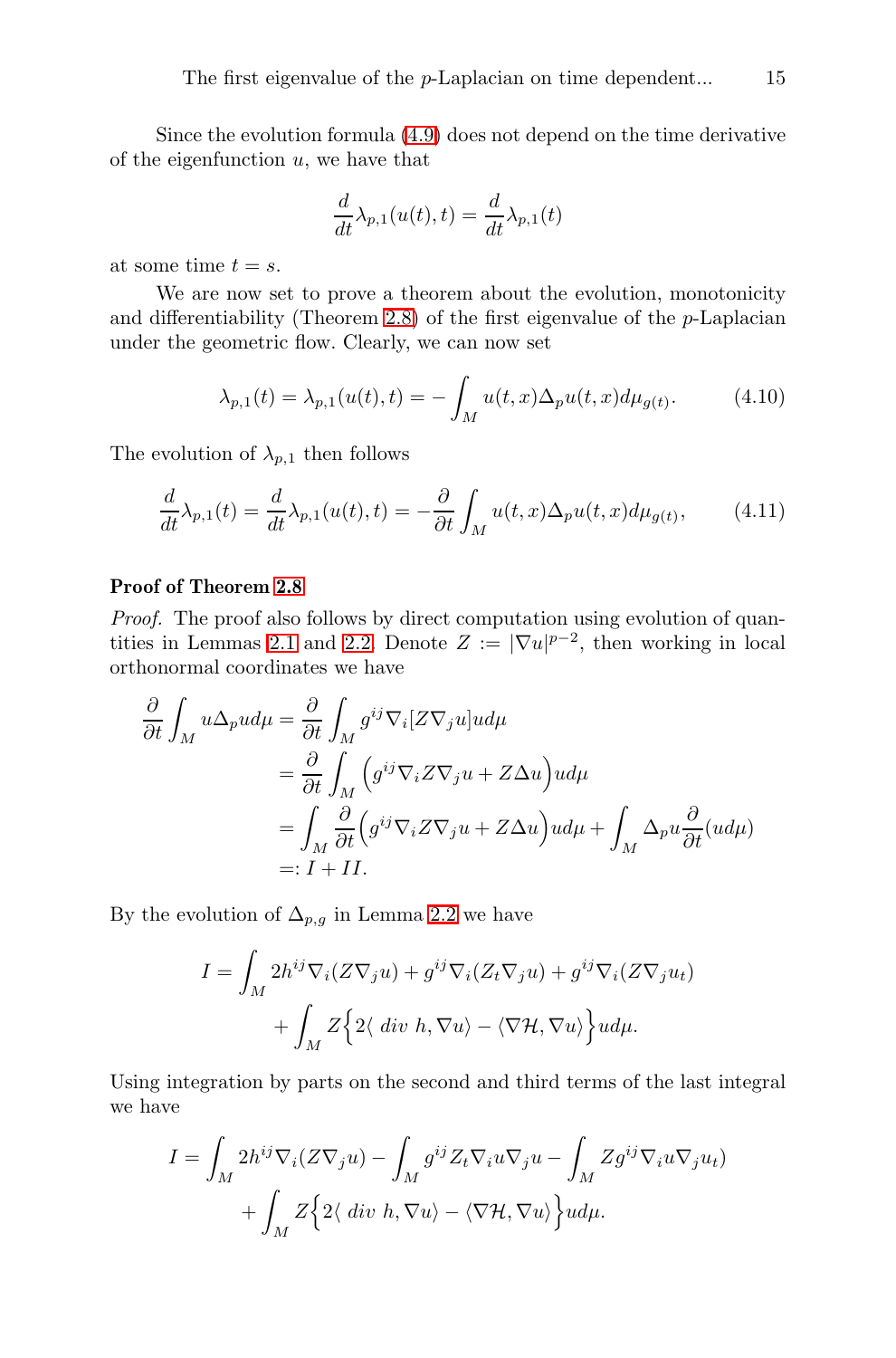Since the evolution formula (4.9) does not depend on the time derivative of the eigenfunction $u$, we have that

$$\frac{d}{dt}\lambda_{p,1}(u(t),t) = \frac{d}{dt}\lambda_{p,1}(t)$$

at some time $t = s$.

We are now set to prove a theorem about the evolution, monotonicity and differentiability (Theorem 2.8) of the first eigenvalue of the $p$-Laplacian under the geometric flow. Clearly, we can now set

$$\lambda_{p,1}(t) = \lambda_{p,1}(u(t),t) = -\int_M u(t,x)\Delta_p u(t,x) d\mu_{g(t)}. \tag{4.10}$$

The evolution of $\lambda_{p,1}$ then follows

$$\frac{d}{dt}\lambda_{p,1}(t) = \frac{d}{dt}\lambda_{p,1}(u(t),t) = -\frac{\partial}{\partial t}\int_M u(t,x)\Delta_p u(t,x) d\mu_{g(t)}, \tag{4.11}$$

**Proof of Theorem 2.8**

*Proof.* The proof also follows by direct computation using evolution of quantities in Lemmas 2.1 and 2.2. Denote $Z := |\nabla u|^{p-2}$, then working in local orthonormal coordinates we have

$$\begin{aligned}
\frac{\partial}{\partial t}\int_M u\Delta_p u d\mu &= \frac{\partial}{\partial t}\int_M g^{ij}\nabla_i[Z\nabla_j u] u d\mu \\
&= \frac{\partial}{\partial t}\int_M \Big(g^{ij}\nabla_i Z\nabla_j u + Z\Delta u\Big) u d\mu \\
&= \int_M \frac{\partial}{\partial t}\Big(g^{ij}\nabla_i Z\nabla_j u + Z\Delta u\Big) u d\mu + \int_M \Delta_p u \frac{\partial}{\partial t}(u d\mu) \\
&=: I + II.
\end{aligned}$$

By the evolution of $\Delta_{p,g}$ in Lemma 2.2 we have

$$\begin{aligned}
I = \int_M & 2h^{ij}\nabla_i(Z\nabla_j u) + g^{ij}\nabla_i(Z_t\nabla_j u) + g^{ij}\nabla_i(Z\nabla_j u_t) \\
&+ \int_M Z\Big\{2\langle\ div\ h, \nabla u\rangle - \langle\nabla\mathcal{H}, \nabla u\rangle\Big\} u d\mu.
\end{aligned}$$

Using integration by parts on the second and third terms of the last integral we have

$$\begin{aligned}
I = \int_M & 2h^{ij}\nabla_i(Z\nabla_j u) - \int_M g^{ij} Z_t \nabla_i u\nabla_j u - \int_M Z g^{ij}\nabla_i u\nabla_j u_t) \\
&+ \int_M Z\Big\{2\langle\ div\ h, \nabla u\rangle - \langle\nabla\mathcal{H}, \nabla u\rangle\Big\} u d\mu.
\end{aligned}$$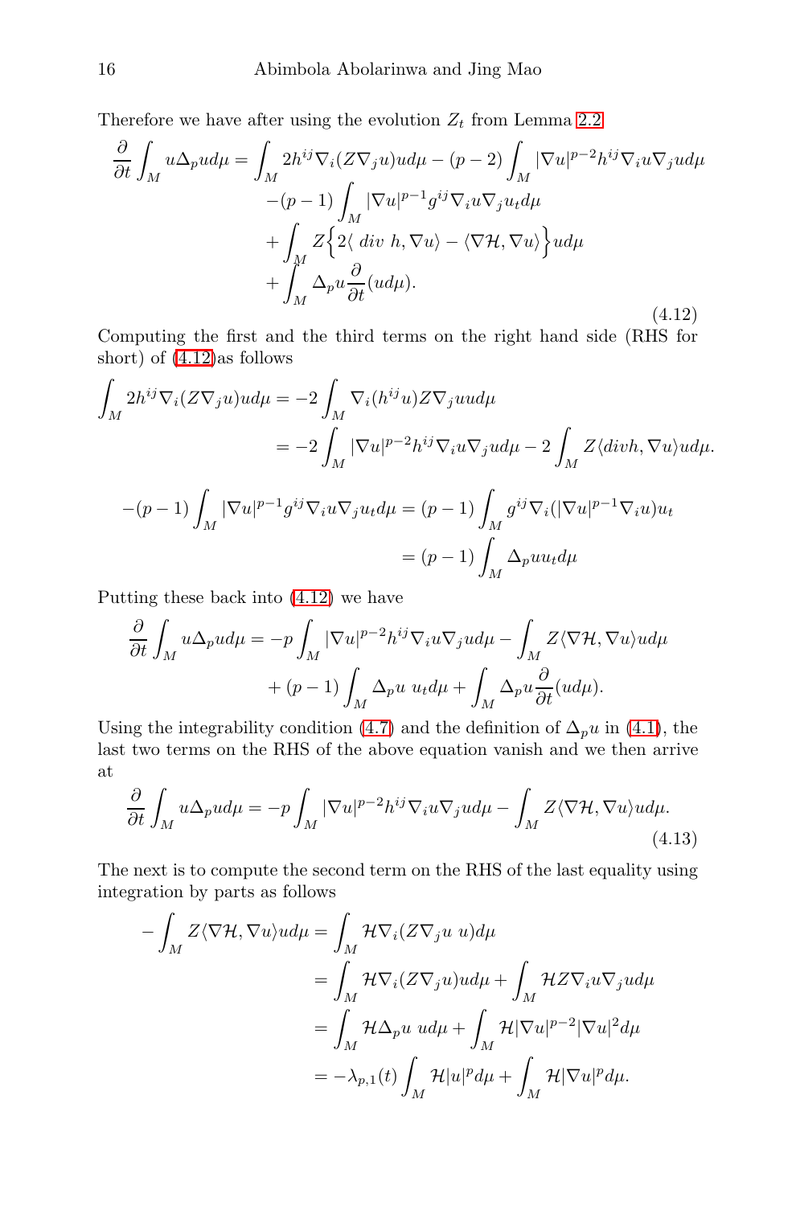Therefore we have after using the evolution $Z_t$ from Lemma 2.2

$$
\begin{aligned}
\frac{\partial}{\partial t}\int_M u\Delta_p u d\mu = &\int_M 2h^{ij}\nabla_i(Z\nabla_j u)ud\mu - (p-2)\int_M |\nabla u|^{p-2}h^{ij}\nabla_i u\nabla_j u d\mu \\
&-(p-1)\int_M |\nabla u|^{p-1}g^{ij}\nabla_i u\nabla_j u_t d\mu \\
&+\int_M Z\Big\{2\langle\ div\ h, \nabla u\rangle - \langle\nabla\mathcal{H}, \nabla u\rangle\Big\}ud\mu \\
&+\int_M \Delta_p u\frac{\partial}{\partial t}(ud\mu).
\end{aligned}
\tag{4.12}
$$

Computing the first and the third terms on the right hand side (RHS for short) of (4.12)as follows

$$
\begin{aligned}
\int_M 2h^{ij}\nabla_i(Z\nabla_j u)ud\mu &= -2\int_M \nabla_i(h^{ij}u)Z\nabla_j u u d\mu \\
&= -2\int_M |\nabla u|^{p-2}h^{ij}\nabla_i u\nabla_j u d\mu - 2\int_M Z\langle divh, \nabla u\rangle ud\mu.
\end{aligned}
$$

$$
\begin{aligned}
-(p-1)\int_M |\nabla u|^{p-1}g^{ij}\nabla_i u\nabla_j u_t d\mu &= (p-1)\int_M g^{ij}\nabla_i(|\nabla u|^{p-1}\nabla_i u)u_t \\
&= (p-1)\int_M \Delta_p u u_t d\mu
\end{aligned}
$$

Putting these back into (4.12) we have

$$
\begin{aligned}
\frac{\partial}{\partial t}\int_M u\Delta_p u d\mu = &-p\int_M |\nabla u|^{p-2}h^{ij}\nabla_i u\nabla_j u d\mu - \int_M Z\langle\nabla\mathcal{H}, \nabla u\rangle ud\mu \\
&+(p-1)\int_M \Delta_p u\ u_t d\mu + \int_M \Delta_p u\frac{\partial}{\partial t}(ud\mu).
\end{aligned}
$$

Using the integrability condition (4.7) and the definition of $\Delta_p u$ in (4.1), the last two terms on the RHS of the above equation vanish and we then arrive at

$$
\frac{\partial}{\partial t}\int_M u\Delta_p u d\mu = -p\int_M |\nabla u|^{p-2}h^{ij}\nabla_i u\nabla_j u d\mu - \int_M Z\langle\nabla\mathcal{H}, \nabla u\rangle ud\mu.
\tag{4.13}
$$

The next is to compute the second term on the RHS of the last equality using integration by parts as follows

$$
\begin{aligned}
-\int_M Z\langle\nabla\mathcal{H}, \nabla u\rangle ud\mu &= \int_M \mathcal{H}\nabla_i(Z\nabla_j u\ u)d\mu \\
&= \int_M \mathcal{H}\nabla_i(Z\nabla_j u)ud\mu + \int_M \mathcal{H}Z\nabla_i u\nabla_j u d\mu \\
&= \int_M \mathcal{H}\Delta_p u\ ud\mu + \int_M \mathcal{H}|\nabla u|^{p-2}|\nabla u|^2 d\mu \\
&= -\lambda_{p,1}(t)\int_M \mathcal{H}|u|^p d\mu + \int_M \mathcal{H}|\nabla u|^p d\mu.
\end{aligned}
$$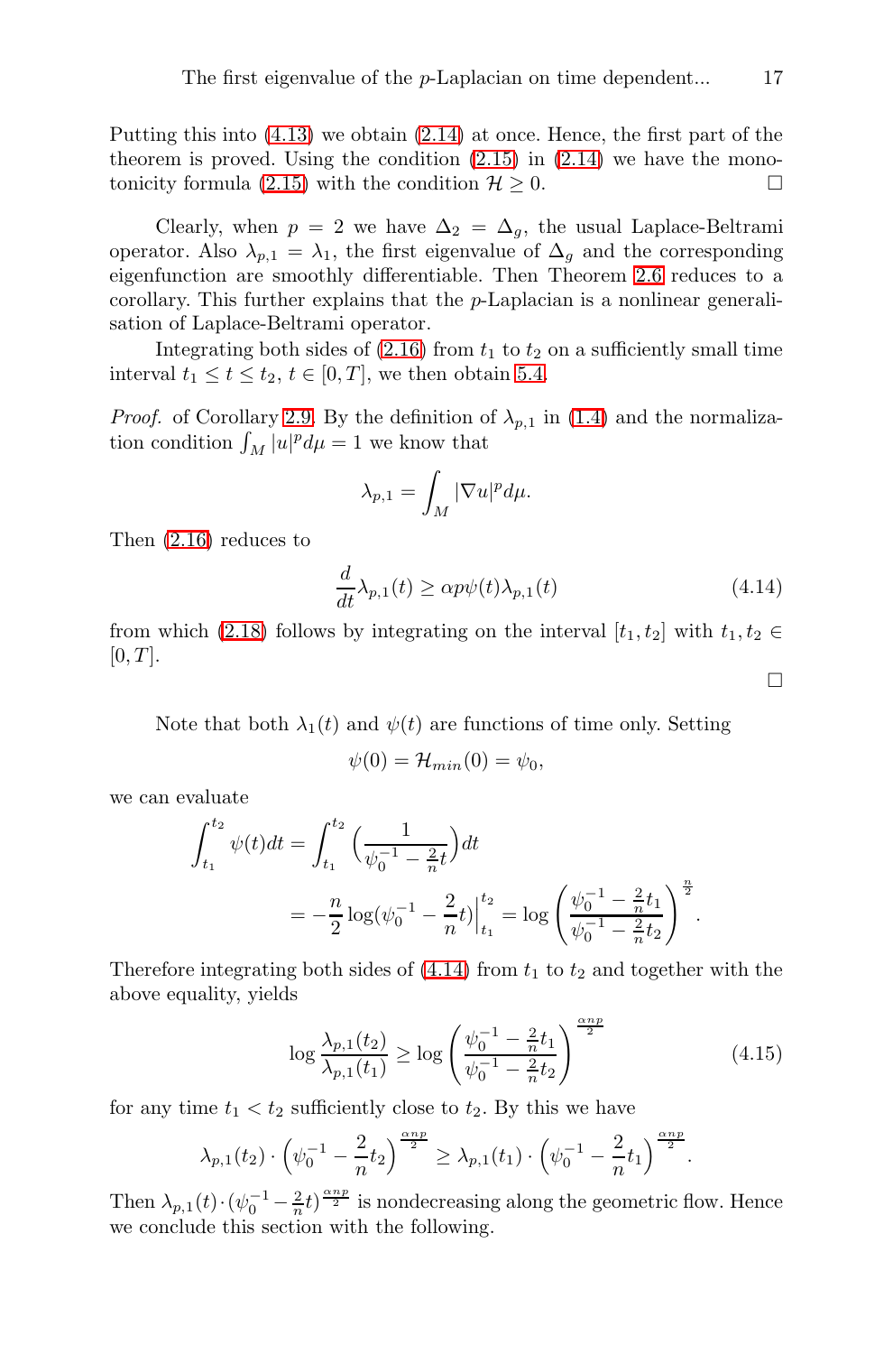Putting this into (4.13) we obtain (2.14) at once. Hence, the first part of the theorem is proved. Using the condition (2.15) in (2.14) we have the monotonicity formula (2.15) with the condition $\mathcal{H} \geq 0$. □

Clearly, when $p = 2$ we have $\Delta_2 = \Delta_g$, the usual Laplace-Beltrami operator. Also $\lambda_{p,1} = \lambda_1$, the first eigenvalue of $\Delta_g$ and the corresponding eigenfunction are smoothly differentiable. Then Theorem 2.6 reduces to a corollary. This further explains that the $p$-Laplacian is a nonlinear generalisation of Laplace-Beltrami operator.

Integrating both sides of (2.16) from $t_1$ to $t_2$ on a sufficiently small time interval $t_1 \leq t \leq t_2$, $t \in [0, T]$, we then obtain 5.4.

*Proof.* of Corollary 2.9. By the definition of $\lambda_{p,1}$ in (1.4) and the normalization condition $\int_M |u|^p d\mu = 1$ we know that

$$\lambda_{p,1} = \int_M |\nabla u|^p d\mu.$$

Then (2.16) reduces to

$$\frac{d}{dt}\lambda_{p,1}(t) \geq \alpha p \psi(t) \lambda_{p,1}(t) \tag{4.14}$$

from which (2.18) follows by integrating on the interval $[t_1, t_2]$ with $t_1, t_2 \in [0, T]$.

□

Note that both $\lambda_1(t)$ and $\psi(t)$ are functions of time only. Setting

$$\psi(0) = \mathcal{H}_{min}(0) = \psi_0,$$

we can evaluate

$$\begin{aligned}\int_{t_1}^{t_2} \psi(t) dt &= \int_{t_1}^{t_2} \Big(\frac{1}{\psi_0^{-1} - \frac{2}{n}t}\Big) dt \\ &= -\frac{n}{2}\log(\psi_0^{-1} - \frac{2}{n}t)\Big|_{t_1}^{t_2} = \log\left(\frac{\psi_0^{-1} - \frac{2}{n}t_1}{\psi_0^{-1} - \frac{2}{n}t_2}\right)^{\frac{n}{2}}.\end{aligned}$$

Therefore integrating both sides of (4.14) from $t_1$ to $t_2$ and together with the above equality, yields

$$\log\frac{\lambda_{p,1}(t_2)}{\lambda_{p,1}(t_1)} \geq \log\left(\frac{\psi_0^{-1} - \frac{2}{n}t_1}{\psi_0^{-1} - \frac{2}{n}t_2}\right)^{\frac{\alpha n p}{2}} \tag{4.15}$$

for any time $t_1 < t_2$ sufficiently close to $t_2$. By this we have

$$\lambda_{p,1}(t_2) \cdot \left(\psi_0^{-1} - \frac{2}{n}t_2\right)^{\frac{\alpha n p}{2}} \geq \lambda_{p,1}(t_1) \cdot \left(\psi_0^{-1} - \frac{2}{n}t_1\right)^{\frac{\alpha n p}{2}}.$$

Then $\lambda_{p,1}(t) \cdot (\psi_0^{-1} - \frac{2}{n}t)^{\frac{\alpha n p}{2}}$ is nondecreasing along the geometric flow. Hence we conclude this section with the following.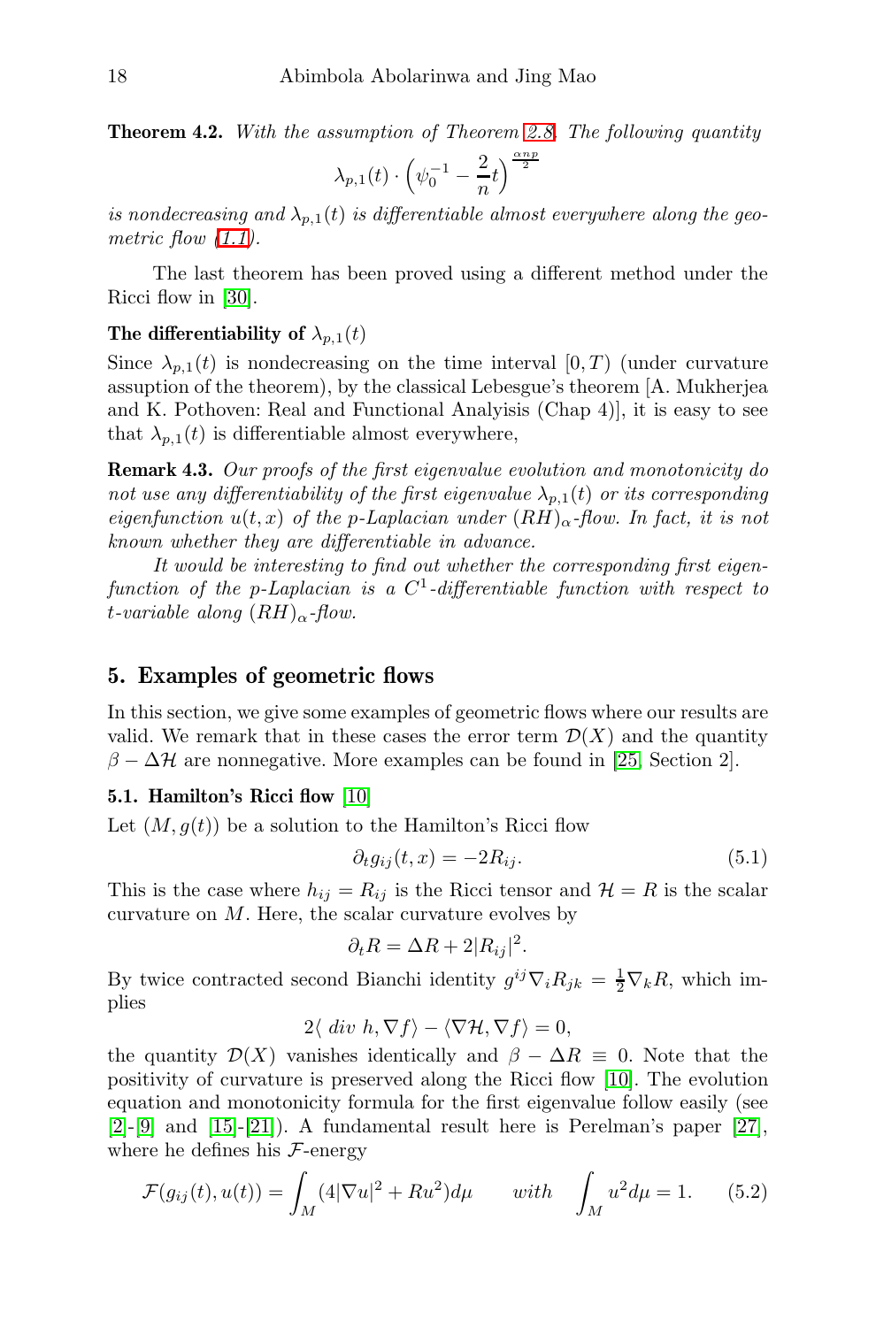**Theorem 4.2.** *With the assumption of Theorem 2.8. The following quantity*

$$\lambda_{p,1}(t) \cdot \left(\psi_0^{-1} - \frac{2}{n}t\right)^{\frac{\alpha np}{2}}$$

*is nondecreasing and $\lambda_{p,1}(t)$ is differentiable almost everywhere along the geometric flow (1.1).*

The last theorem has been proved using a different method under the Ricci flow in [30].

**The differentiability of $\lambda_{p,1}(t)$**

Since $\lambda_{p,1}(t)$ is nondecreasing on the time interval $[0, T)$ (under curvature assuption of the theorem), by the classical Lebesgue's theorem [A. Mukherjea and K. Pothoven: Real and Functional Analyisis (Chap 4)], it is easy to see that $\lambda_{p,1}(t)$ is differentiable almost everywhere,

**Remark 4.3.** *Our proofs of the first eigenvalue evolution and monotonicity do not use any differentiability of the first eigenvalue $\lambda_{p,1}(t)$ or its corresponding eigenfunction $u(t, x)$ of the p-Laplacian under $(RH)_\alpha$-flow. In fact, it is not known whether they are differentiable in advance.*

*It would be interesting to find out whether the corresponding first eigenfunction of the p-Laplacian is a $C^1$-differentiable function with respect to t-variable along $(RH)_\alpha$-flow.*

## 5. Examples of geometric flows

In this section, we give some examples of geometric flows where our results are valid. We remark that in these cases the error term $\mathcal{D}(X)$ and the quantity $\beta - \Delta\mathcal{H}$ are nonnegative. More examples can be found in [25, Section 2].

### 5.1. Hamilton's Ricci flow [10]

Let $(M, g(t))$ be a solution to the Hamilton's Ricci flow

$$\partial_t g_{ij}(t, x) = -2R_{ij}. \tag{5.1}$$

This is the case where $h_{ij} = R_{ij}$ is the Ricci tensor and $\mathcal{H} = R$ is the scalar curvature on $M$. Here, the scalar curvature evolves by

$$\partial_t R = \Delta R + 2|R_{ij}|^2.$$

By twice contracted second Bianchi identity $g^{ij}\nabla_i R_{jk} = \frac{1}{2}\nabla_k R$, which implies

$$2\langle \text{ div } h, \nabla f\rangle - \langle \nabla\mathcal{H}, \nabla f\rangle = 0,$$

the quantity $\mathcal{D}(X)$ vanishes identically and $\beta - \Delta R \equiv 0$. Note that the positivity of curvature is preserved along the Ricci flow [10]. The evolution equation and monotonicity formula for the first eigenvalue follow easily (see [2]-[9] and [15]-[21]). A fundamental result here is Perelman's paper [27], where he defines his $\mathcal{F}$-energy

$$\mathcal{F}(g_{ij}(t), u(t)) = \int_M (4|\nabla u|^2 + Ru^2)d\mu \qquad \textit{with} \quad \int_M u^2 d\mu = 1. \tag{5.2}$$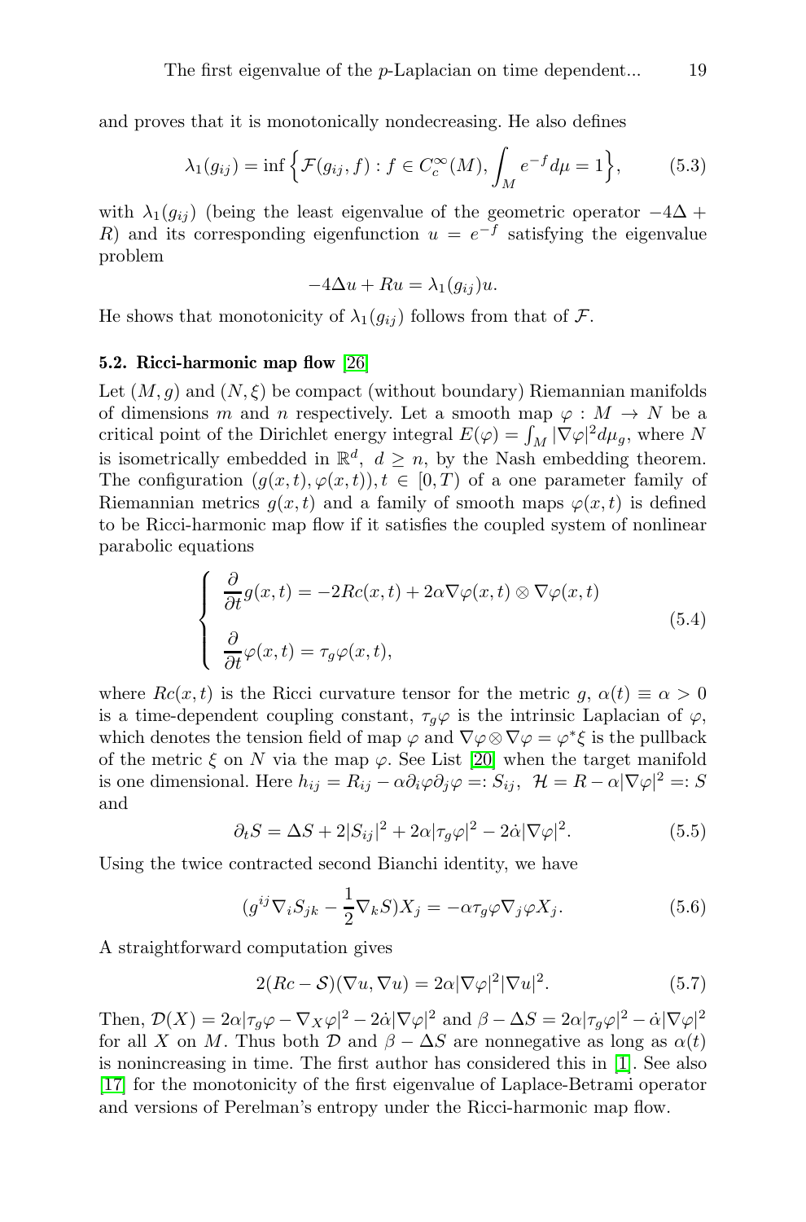and proves that it is monotonically nondecreasing. He also defines

$$\lambda_1(g_{ij}) = \inf\Big\{\mathcal{F}(g_{ij}, f) : f \in C_c^\infty(M), \int_M e^{-f} d\mu = 1\Big\}, \tag{5.3}$$

with $\lambda_1(g_{ij})$ (being the least eigenvalue of the geometric operator $-4\Delta + R$) and its corresponding eigenfunction $u = e^{-f}$ satisfying the eigenvalue problem

$$-4\Delta u + Ru = \lambda_1(g_{ij})u.$$

He shows that monotonicity of $\lambda_1(g_{ij})$ follows from that of $\mathcal{F}$.

### 5.2. Ricci-harmonic map flow [26]

Let $(M, g)$ and $(N, \xi)$ be compact (without boundary) Riemannian manifolds of dimensions $m$ and $n$ respectively. Let a smooth map $\varphi : M \to N$ be a critical point of the Dirichlet energy integral $E(\varphi) = \int_M |\nabla\varphi|^2 d\mu_g$, where $N$ is isometrically embedded in $\mathbb{R}^d$, $d \geq n$, by the Nash embedding theorem. The configuration $(g(x,t), \varphi(x,t)), t \in [0, T)$ of a one parameter family of Riemannian metrics $g(x,t)$ and a family of smooth maps $\varphi(x,t)$ is defined to be Ricci-harmonic map flow if it satisfies the coupled system of nonlinear parabolic equations

$$\begin{cases} \dfrac{\partial}{\partial t} g(x,t) = -2Rc(x,t) + 2\alpha \nabla\varphi(x,t) \otimes \nabla\varphi(x,t) \\[2mm] \dfrac{\partial}{\partial t}\varphi(x,t) = \tau_g \varphi(x,t), \end{cases} \tag{5.4}$$

where $Rc(x,t)$ is the Ricci curvature tensor for the metric $g$, $\alpha(t) \equiv \alpha > 0$ is a time-dependent coupling constant, $\tau_g\varphi$ is the intrinsic Laplacian of $\varphi$, which denotes the tension field of map $\varphi$ and $\nabla\varphi \otimes \nabla\varphi = \varphi^*\xi$ is the pullback of the metric $\xi$ on $N$ via the map $\varphi$. See List [20] when the target manifold is one dimensional. Here $h_{ij} = R_{ij} - \alpha\partial_i\varphi\partial_j\varphi =: S_{ij}$, $\mathcal{H} = R - \alpha|\nabla\varphi|^2 =: S$ and

$$\partial_t S = \Delta S + 2|S_{ij}|^2 + 2\alpha|\tau_g\varphi|^2 - 2\dot{\alpha}|\nabla\varphi|^2. \tag{5.5}$$

Using the twice contracted second Bianchi identity, we have

$$(g^{ij}\nabla_i S_{jk} - \frac{1}{2}\nabla_k S)X_j = -\alpha\tau_g\varphi\nabla_j\varphi X_j. \tag{5.6}$$

A straightforward computation gives

$$2(Rc - \mathcal{S})(\nabla u, \nabla u) = 2\alpha|\nabla\varphi|^2|\nabla u|^2. \tag{5.7}$$

Then, $\mathcal{D}(X) = 2\alpha|\tau_g\varphi - \nabla_X\varphi|^2 - 2\dot{\alpha}|\nabla\varphi|^2$ and $\beta - \Delta S = 2\alpha|\tau_g\varphi|^2 - \dot{\alpha}|\nabla\varphi|^2$ for all $X$ on $M$. Thus both $\mathcal{D}$ and $\beta - \Delta S$ are nonnegative as long as $\alpha(t)$ is nonincreasing in time. The first author has considered this in [1]. See also [17] for the monotonicity of the first eigenvalue of Laplace-Betrami operator and versions of Perelman's entropy under the Ricci-harmonic map flow.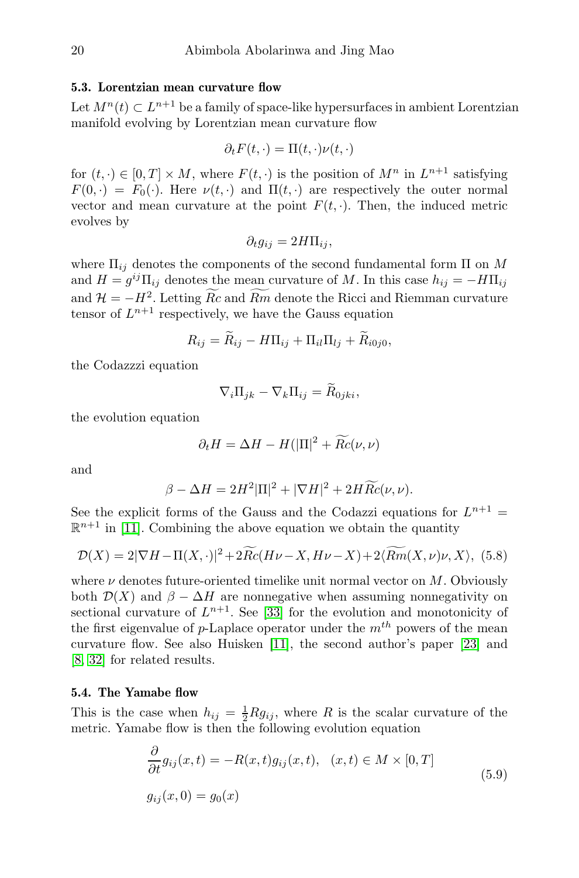### 5.3. Lorentzian mean curvature flow

Let $M^n(t) \subset L^{n+1}$ be a family of space-like hypersurfaces in ambient Lorentzian manifold evolving by Lorentzian mean curvature flow

$$\partial_t F(t,\cdot) = \Pi(t,\cdot)\nu(t,\cdot)$$

for $(t,\cdot) \in [0,T] \times M$, where $F(t,\cdot)$ is the position of $M^n$ in $L^{n+1}$ satisfying $F(0,\cdot) = F_0(\cdot)$. Here $\nu(t,\cdot)$ and $\Pi(t,\cdot)$ are respectively the outer normal vector and mean curvature at the point $F(t,\cdot)$. Then, the induced metric evolves by

$$\partial_t g_{ij} = 2H\Pi_{ij},$$

where $\Pi_{ij}$ denotes the components of the second fundamental form $\Pi$ on $M$ and $H = g^{ij}\Pi_{ij}$ denotes the mean curvature of $M$. In this case $h_{ij} = -H\Pi_{ij}$ and $\mathcal{H} = -H^2$. Letting $\widetilde{Rc}$ and $\widetilde{Rm}$ denote the Ricci and Riemman curvature tensor of $L^{n+1}$ respectively, we have the Gauss equation

$$R_{ij} = \widetilde{R}_{ij} - H\Pi_{ij} + \Pi_{il}\Pi_{lj} + \widetilde{R}_{i0j0},$$

the Codazzzi equation

$$\nabla_i \Pi_{jk} - \nabla_k \Pi_{ij} = \widetilde{R}_{0jki},$$

the evolution equation

$$\partial_t H = \Delta H - H(|\Pi|^2 + \widetilde{Rc}(\nu,\nu)$$

and

$$\beta - \Delta H = 2H^2|\Pi|^2 + |\nabla H|^2 + 2H\widetilde{Rc}(\nu,\nu).$$

See the explicit forms of the Gauss and the Codazzi equations for $L^{n+1} = \mathbb{R}^{n+1}$ in [11]. Combining the above equation we obtain the quantity

$$\mathcal{D}(X) = 2|\nabla H - \Pi(X,\cdot)|^2 + 2\widetilde{Rc}(H\nu - X, H\nu - X) + 2\langle \widetilde{Rm}(X,\nu)\nu, X\rangle, \quad (5.8)$$

where $\nu$ denotes future-oriented timelike unit normal vector on $M$. Obviously both $\mathcal{D}(X)$ and $\beta - \Delta H$ are nonnegative when assuming nonnegativity on sectional curvature of $L^{n+1}$. See [33] for the evolution and monotonicity of the first eigenvalue of $p$-Laplace operator under the $m^{th}$ powers of the mean curvature flow. See also Huisken [11], the second author's paper [23] and [8, 32] for related results.

### 5.4. The Yamabe flow

This is the case when $h_{ij} = \frac{1}{2}Rg_{ij}$, where $R$ is the scalar curvature of the metric. Yamabe flow is then the following evolution equation

$$\begin{aligned} &\frac{\partial}{\partial t} g_{ij}(x,t) = -R(x,t)g_{ij}(x,t), \quad (x,t) \in M \times [0,T] \\ &g_{ij}(x,0) = g_0(x) \end{aligned} \quad (5.9)$$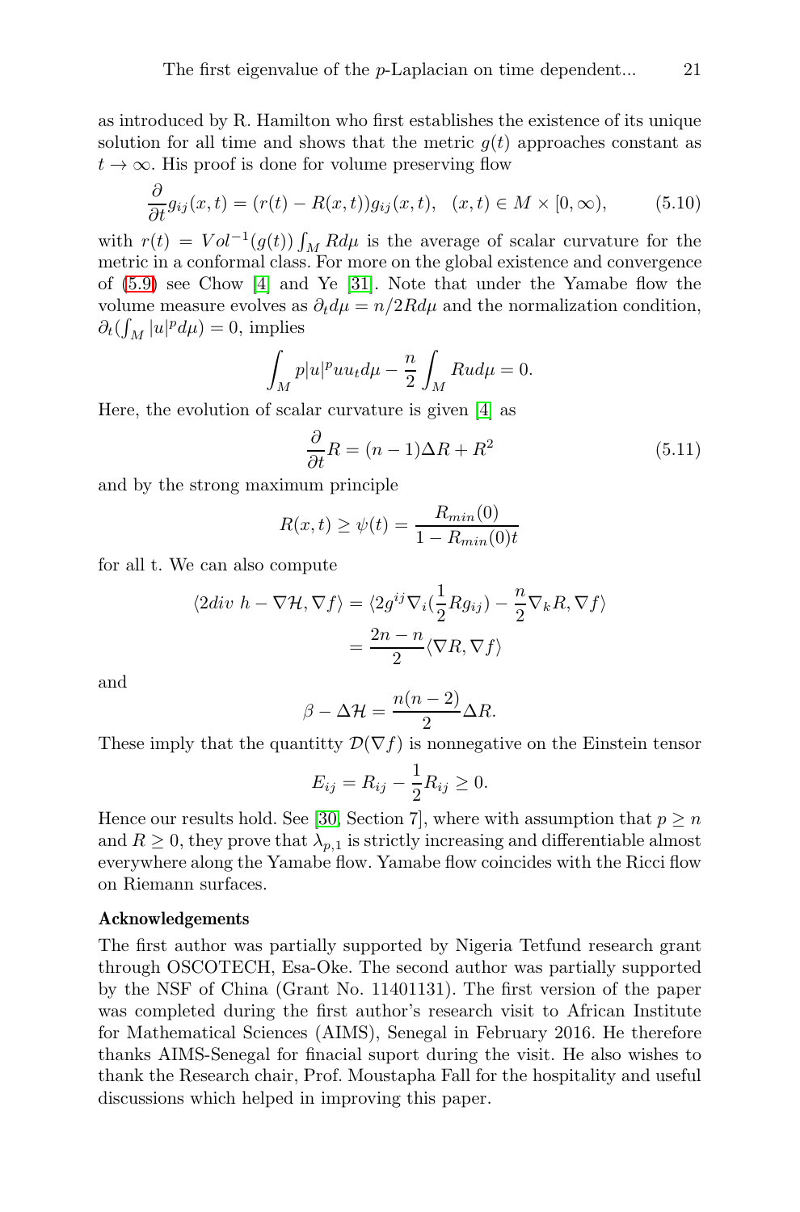as introduced by R. Hamilton who first establishes the existence of its unique solution for all time and shows that the metric $g(t)$ approaches constant as $t \to \infty$. His proof is done for volume preserving flow

$$\frac{\partial}{\partial t} g_{ij}(x,t) = (r(t) - R(x,t)) g_{ij}(x,t), \quad (x,t) \in M \times [0,\infty), \tag{5.10}$$

with $r(t) = Vol^{-1}(g(t)) \int_M R d\mu$ is the average of scalar curvature for the metric in a conformal class. For more on the global existence and convergence of (5.9) see Chow [4] and Ye [31]. Note that under the Yamabe flow the volume measure evolves as $\partial_t d\mu = n/2 R d\mu$ and the normalization condition, $\partial_t (\int_M |u|^p d\mu) = 0$, implies

$$\int_M p|u|^p u u_t d\mu - \frac{n}{2} \int_M R u d\mu = 0.$$

Here, the evolution of scalar curvature is given [4] as

$$\frac{\partial}{\partial t} R = (n-1)\Delta R + R^2 \tag{5.11}$$

and by the strong maximum principle

$$R(x,t) \geq \psi(t) = \frac{R_{min}(0)}{1 - R_{min}(0)t}$$

for all t. We can also compute

$$\begin{aligned}
\langle 2div\ h - \nabla \mathcal{H}, \nabla f \rangle &= \langle 2g^{ij} \nabla_i (\frac{1}{2} R g_{ij}) - \frac{n}{2} \nabla_k R, \nabla f \rangle \\
&= \frac{2n - n}{2} \langle \nabla R, \nabla f \rangle
\end{aligned}$$

and

$$\beta - \Delta \mathcal{H} = \frac{n(n-2)}{2} \Delta R.$$

These imply that the quantitty $\mathcal{D}(\nabla f)$ is nonnegative on the Einstein tensor

$$E_{ij} = R_{ij} - \frac{1}{2} R_{ij} \geq 0.$$

Hence our results hold. See [30, Section 7], where with assumption that $p \geq n$ and $R \geq 0$, they prove that $\lambda_{p,1}$ is strictly increasing and differentiable almost everywhere along the Yamabe flow. Yamabe flow coincides with the Ricci flow on Riemann surfaces.

### Acknowledgements

The first author was partially supported by Nigeria Tetfund research grant through OSCOTECH, Esa-Oke. The second author was partially supported by the NSF of China (Grant No. 11401131). The first version of the paper was completed during the first author's research visit to African Institute for Mathematical Sciences (AIMS), Senegal in February 2016. He therefore thanks AIMS-Senegal for finacial suport during the visit. He also wishes to thank the Research chair, Prof. Moustapha Fall for the hospitality and useful discussions which helped in improving this paper.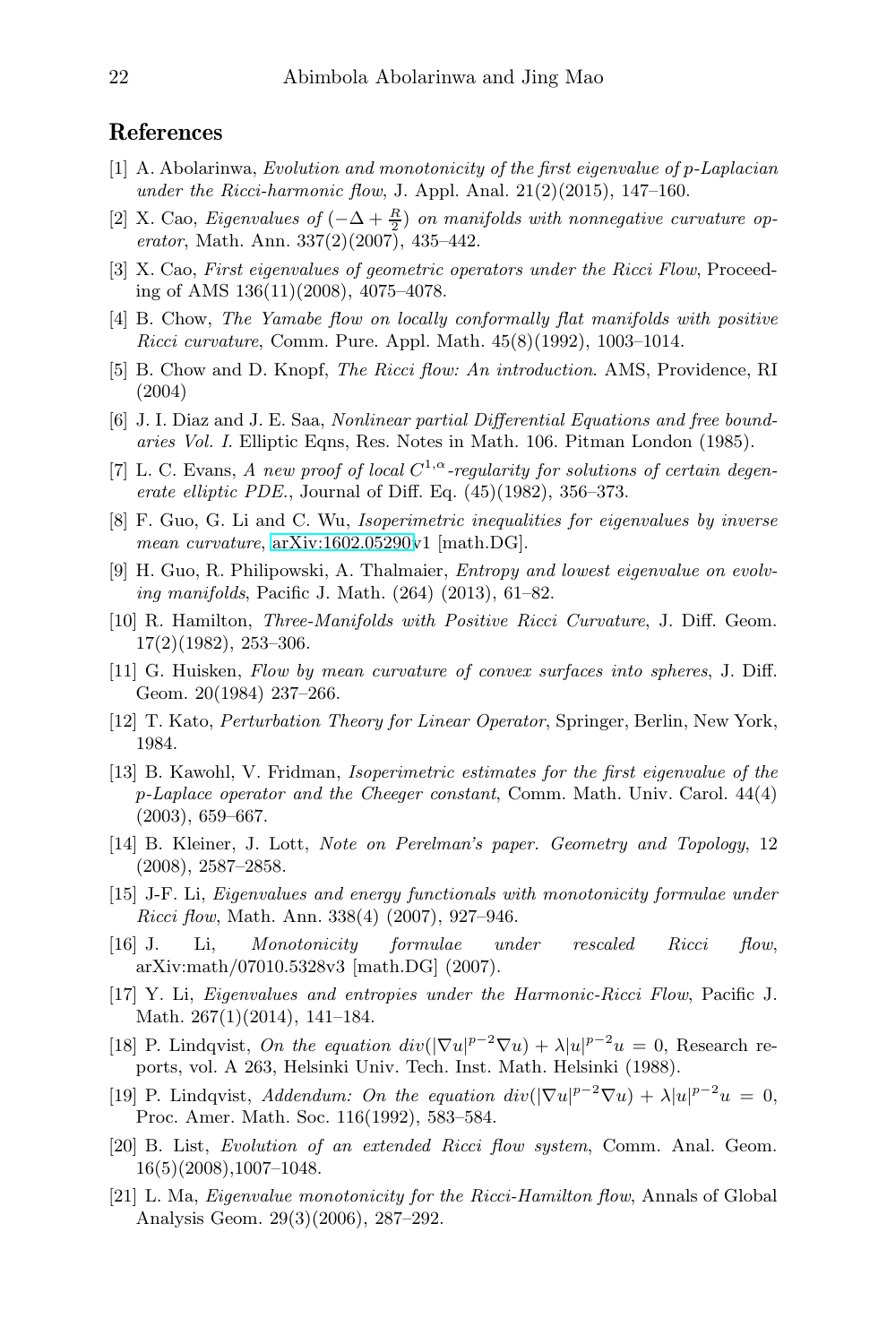## References

[1] A. Abolarinwa, *Evolution and monotonicity of the first eigenvalue of p-Laplacian under the Ricci-harmonic flow*, J. Appl. Anal. 21(2)(2015), 147–160.

[2] X. Cao, *Eigenvalues of $(-\Delta + \frac{R}{2})$ on manifolds with nonnegative curvature operator*, Math. Ann. 337(2)(2007), 435–442.

[3] X. Cao, *First eigenvalues of geometric operators under the Ricci Flow*, Proceeding of AMS 136(11)(2008), 4075–4078.

[4] B. Chow, *The Yamabe flow on locally conformally flat manifolds with positive Ricci curvature*, Comm. Pure. Appl. Math. 45(8)(1992), 1003–1014.

[5] B. Chow and D. Knopf, *The Ricci flow: An introduction*. AMS, Providence, RI (2004)

[6] J. I. Diaz and J. E. Saa, *Nonlinear partial Differential Equations and free boundaries Vol. I.* Elliptic Eqns, Res. Notes in Math. 106. Pitman London (1985).

[7] L. C. Evans, *A new proof of local $C^{1,\alpha}$-regularity for solutions of certain degenerate elliptic PDE.*, Journal of Diff. Eq. (45)(1982), 356–373.

[8] F. Guo, G. Li and C. Wu, *Isoperimetric inequalities for eigenvalues by inverse mean curvature*, arXiv:1602.05290v1 [math.DG].

[9] H. Guo, R. Philipowski, A. Thalmaier, *Entropy and lowest eigenvalue on evolving manifolds*, Pacific J. Math. (264) (2013), 61–82.

[10] R. Hamilton, *Three-Manifolds with Positive Ricci Curvature*, J. Diff. Geom. 17(2)(1982), 253–306.

[11] G. Huisken, *Flow by mean curvature of convex surfaces into spheres*, J. Diff. Geom. 20(1984) 237–266.

[12] T. Kato, *Perturbation Theory for Linear Operator*, Springer, Berlin, New York, 1984.

[13] B. Kawohl, V. Fridman, *Isoperimetric estimates for the first eigenvalue of the p-Laplace operator and the Cheeger constant*, Comm. Math. Univ. Carol. 44(4) (2003), 659–667.

[14] B. Kleiner, J. Lott, *Note on Perelman's paper. Geometry and Topology*, 12 (2008), 2587–2858.

[15] J-F. Li, *Eigenvalues and energy functionals with monotonicity formulae under Ricci flow*, Math. Ann. 338(4) (2007), 927–946.

[16] J. Li, *Monotonicity formulae under rescaled Ricci flow*, arXiv:math/07010.5328v3 [math.DG] (2007).

[17] Y. Li, *Eigenvalues and entropies under the Harmonic-Ricci Flow*, Pacific J. Math. 267(1)(2014), 141–184.

[18] P. Lindqvist, *On the equation $div(|\nabla u|^{p-2}\nabla u) + \lambda |u|^{p-2}u = 0$*, Research reports, vol. A 263, Helsinki Univ. Tech. Inst. Math. Helsinki (1988).

[19] P. Lindqvist, *Addendum: On the equation $div(|\nabla u|^{p-2}\nabla u) + \lambda |u|^{p-2}u = 0$*, Proc. Amer. Math. Soc. 116(1992), 583–584.

[20] B. List, *Evolution of an extended Ricci flow system*, Comm. Anal. Geom. 16(5)(2008),1007–1048.

[21] L. Ma, *Eigenvalue monotonicity for the Ricci-Hamilton flow*, Annals of Global Analysis Geom. 29(3)(2006), 287–292.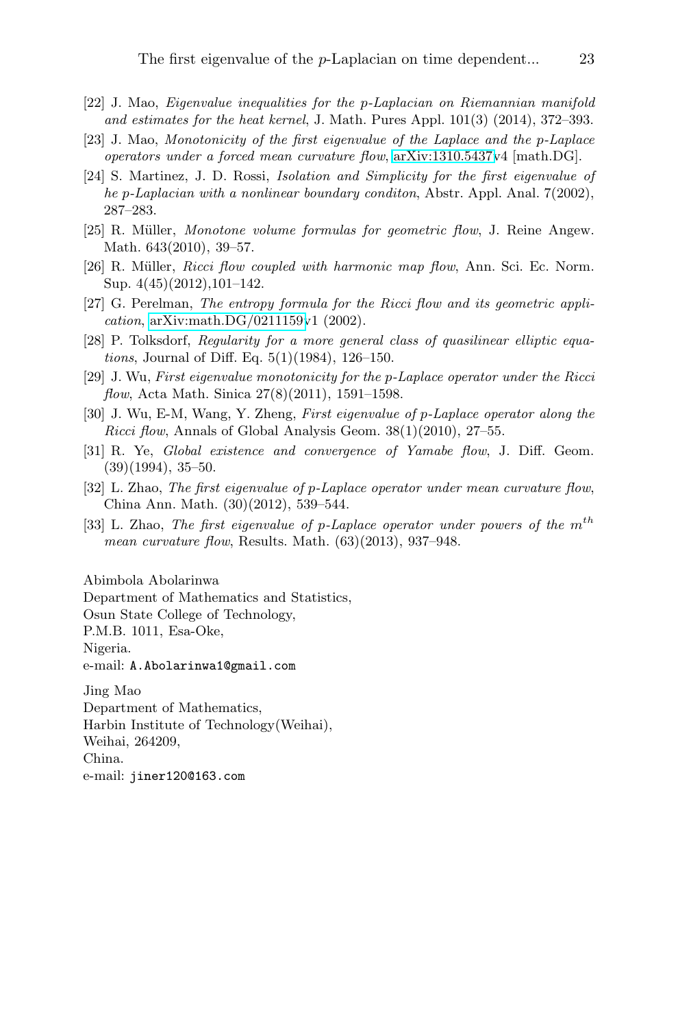[22] J. Mao, *Eigenvalue inequalities for the p-Laplacian on Riemannian manifold and estimates for the heat kernel*, J. Math. Pures Appl. 101(3) (2014), 372–393.

[23] J. Mao, *Monotonicity of the first eigenvalue of the Laplace and the p-Laplace operators under a forced mean curvature flow*, arXiv:1310.5437v4 [math.DG].

[24] S. Martinez, J. D. Rossi, *Isolation and Simplicity for the first eigenvalue of he p-Laplacian with a nonlinear boundary conditon*, Abstr. Appl. Anal. 7(2002), 287–283.

[25] R. Müller, *Monotone volume formulas for geometric flow*, J. Reine Angew. Math. 643(2010), 39–57.

[26] R. Müller, *Ricci flow coupled with harmonic map flow*, Ann. Sci. Ec. Norm. Sup. 4(45)(2012),101–142.

[27] G. Perelman, *The entropy formula for the Ricci flow and its geometric application*, arXiv:math.DG/0211159v1 (2002).

[28] P. Tolksdorf, *Regularity for a more general class of quasilinear elliptic equations*, Journal of Diff. Eq. 5(1)(1984), 126–150.

[29] J. Wu, *First eigenvalue monotonicity for the p-Laplace operator under the Ricci flow*, Acta Math. Sinica 27(8)(2011), 1591–1598.

[30] J. Wu, E-M, Wang, Y. Zheng, *First eigenvalue of p-Laplace operator along the Ricci flow*, Annals of Global Analysis Geom. 38(1)(2010), 27–55.

[31] R. Ye, *Global existence and convergence of Yamabe flow*, J. Diff. Geom. (39)(1994), 35–50.

[32] L. Zhao, *The first eigenvalue of p-Laplace operator under mean curvature flow*, China Ann. Math. (30)(2012), 539–544.

[33] L. Zhao, *The first eigenvalue of p-Laplace operator under powers of the $m^{th}$ mean curvature flow*, Results. Math. (63)(2013), 937–948.

Abimbola Abolarinwa
Department of Mathematics and Statistics,
Osun State College of Technology,
P.M.B. 1011, Esa-Oke,
Nigeria.
e-mail: A.Abolarinwa1@gmail.com

Jing Mao
Department of Mathematics,
Harbin Institute of Technology(Weihai),
Weihai, 264209,
China.
e-mail: jiner120@163.com